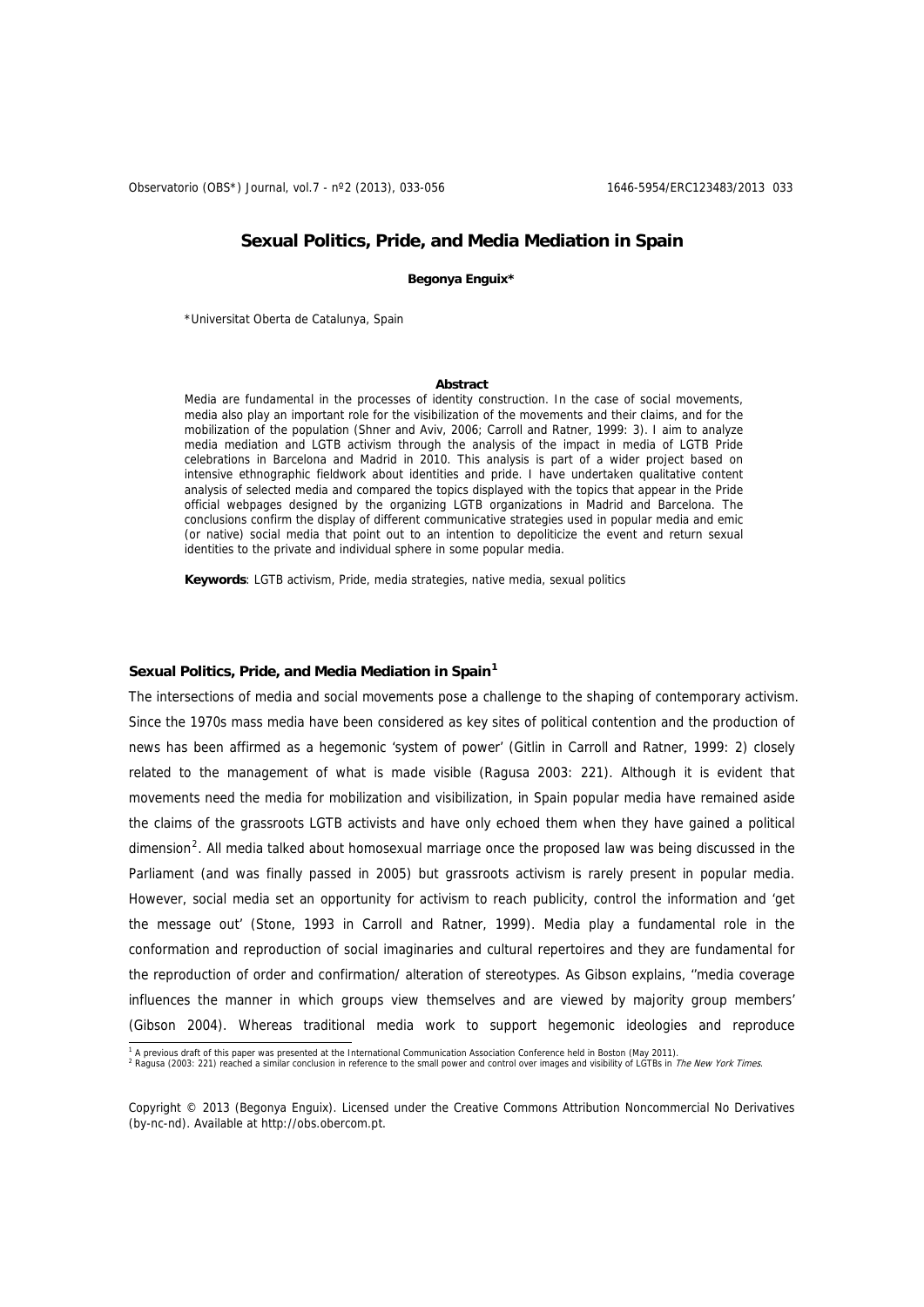# Sexual Politics, Pride, and Media Mediation in Spain

**Begonya Enguix***

*Universitat Oberta de Catalunya, Spain

**Abstract**

Media are fundamental in the processes of identity construction. In the case of social movements, media also play an important role for the visibilization of the movements and their claims, and for the mobilization of the population (Shner and Aviv, 2006; Carroll and Ratner, 1999: 3). I aim to analyze media mediation and LGTB activism through the analysis of the impact in media of LGTB Pride celebrations in Barcelona and Madrid in 2010. This analysis is part of a wider project based on intensive ethnographic fieldwork about identities and pride. I have undertaken qualitative content analysis of selected media and compared the topics displayed with the topics that appear in the Pride official webpages designed by the organizing LGTB organizations in Madrid and Barcelona. The conclusions confirm the display of different communicative strategies used in popular media and emic (or native) social media that point out to an intention to depoliticize the event and return sexual identities to the private and individual sphere in some popular media.

**Keywords**: LGTB activism, Pride, media strategies, native media, sexual politics

## Sexual Politics, Pride, and Media Mediation in Spain[1]

The intersections of media and social movements pose a challenge to the shaping of contemporary activism. Since the 1970s mass media have been considered as key sites of political contention and the production of news has been affirmed as a hegemonic 'system of power' (Gitlin in Carroll and Ratner, 1999: 2) closely related to the management of what is made visible (Ragusa 2003: 221). Although it is evident that movements need the media for mobilization and visibilization, in Spain popular media have remained aside the claims of the grassroots LGTB activists and have only echoed them when they have gained a political dimension[2]. All media talked about homosexual marriage once the proposed law was being discussed in the Parliament (and was finally passed in 2005) but grassroots activism is rarely present in popular media. However, social media set an opportunity for activism to reach publicity, control the information and 'get the message out' (Stone, 1993 in Carroll and Ratner, 1999). Media play a fundamental role in the conformation and reproduction of social imaginaries and cultural repertoires and they are fundamental for the reproduction of order and confirmation/ alteration of stereotypes. As Gibson explains, ''media coverage influences the manner in which groups view themselves and are viewed by majority group members' (Gibson 2004). Whereas traditional media work to support hegemonic ideologies and reproduce

[1] A previous draft of this paper was presented at the International Communication Association Conference held in Boston (May 2011).

[2] Ragusa (2003: 221) reached a similar conclusion in reference to the small power and control over images and visibility of LGTBs in *The New York Times*.

Copyright © 2013 (Begonya Enguix). Licensed under the Creative Commons Attribution Noncommercial No Derivatives (by-nc-nd). Available at http://obs.obercom.pt.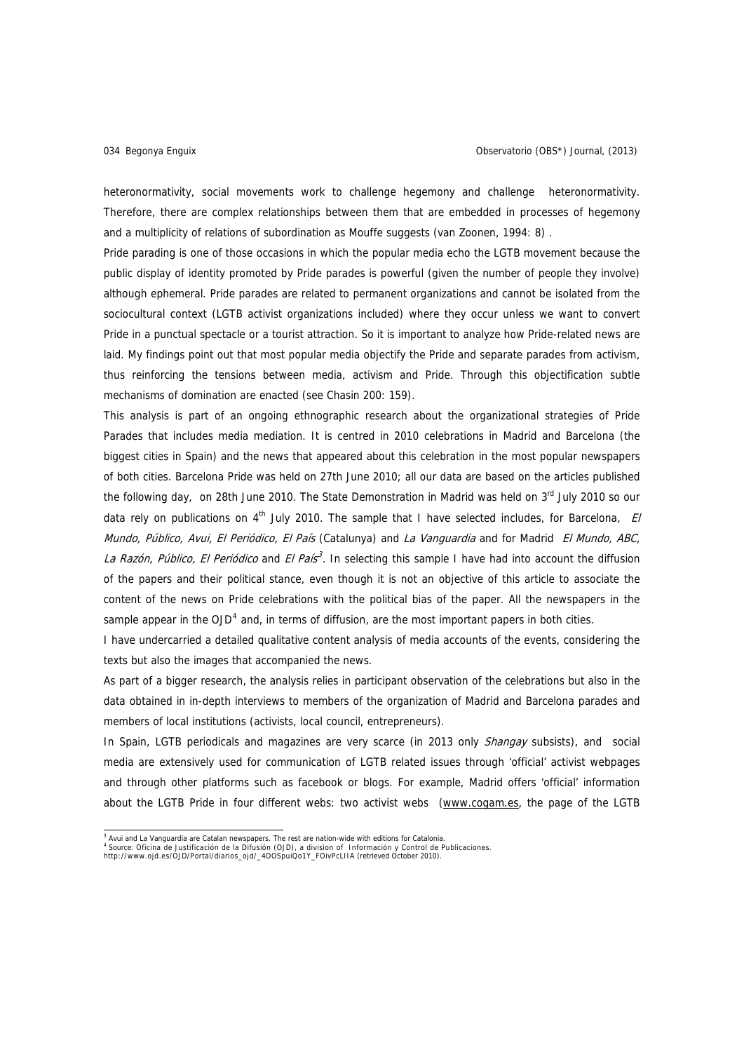heteronormativity, social movements work to challenge hegemony and challenge heteronormativity. Therefore, there are complex relationships between them that are embedded in processes of hegemony and a multiplicity of relations of subordination as Mouffe suggests (van Zoonen, 1994: 8) .

Pride parading is one of those occasions in which the popular media echo the LGTB movement because the public display of identity promoted by Pride parades is powerful (given the number of people they involve) although ephemeral. Pride parades are related to permanent organizations and cannot be isolated from the sociocultural context (LGTB activist organizations included) where they occur unless we want to convert Pride in a punctual spectacle or a tourist attraction. So it is important to analyze how Pride-related news are laid. My findings point out that most popular media objectify the Pride and separate parades from activism, thus reinforcing the tensions between media, activism and Pride. Through this objectification subtle mechanisms of domination are enacted (see Chasin 200: 159).

This analysis is part of an ongoing ethnographic research about the organizational strategies of Pride Parades that includes media mediation. It is centred in 2010 celebrations in Madrid and Barcelona (the biggest cities in Spain) and the news that appeared about this celebration in the most popular newspapers of both cities. Barcelona Pride was held on 27th June 2010; all our data are based on the articles published the following day, on 28th June 2010. The State Demonstration in Madrid was held on 3rd July 2010 so our data rely on publications on 4th July 2010. The sample that I have selected includes, for Barcelona, *El Mundo, Público, Avui, El Periódico, El País* (Catalunya) and *La Vanguardia* and for Madrid *El Mundo, ABC, La Razón, Público, El Periódico* and *El País*[3]. In selecting this sample I have had into account the diffusion of the papers and their political stance, even though it is not an objective of this article to associate the content of the news on Pride celebrations with the political bias of the paper. All the newspapers in the sample appear in the OJD[4] and, in terms of diffusion, are the most important papers in both cities.

I have undercarried a detailed qualitative content analysis of media accounts of the events, considering the texts but also the images that accompanied the news.

As part of a bigger research, the analysis relies in participant observation of the celebrations but also in the data obtained in in-depth interviews to members of the organization of Madrid and Barcelona parades and members of local institutions (activists, local council, entrepreneurs).

In Spain, LGTB periodicals and magazines are very scarce (in 2013 only *Shangay* subsists), and social media are extensively used for communication of LGTB related issues through 'official' activist webpages and through other platforms such as facebook or blogs. For example, Madrid offers 'official' information about the LGTB Pride in four different webs: two activist webs (www.cogam.es, the page of the LGTB

---

[3] Avui and La Vanguardia are Catalan newspapers. The rest are nation-wide with editions for Catalonia.

[4] Source: Oficina de Justificación de la Difusión (OJD), a division of Información y Control de Publicaciones. http://www.ojd.es/OJD/Portal/diarios_ojd/_4DOSpuiQo1Y_FOivPcLIIA (retrieved October 2010).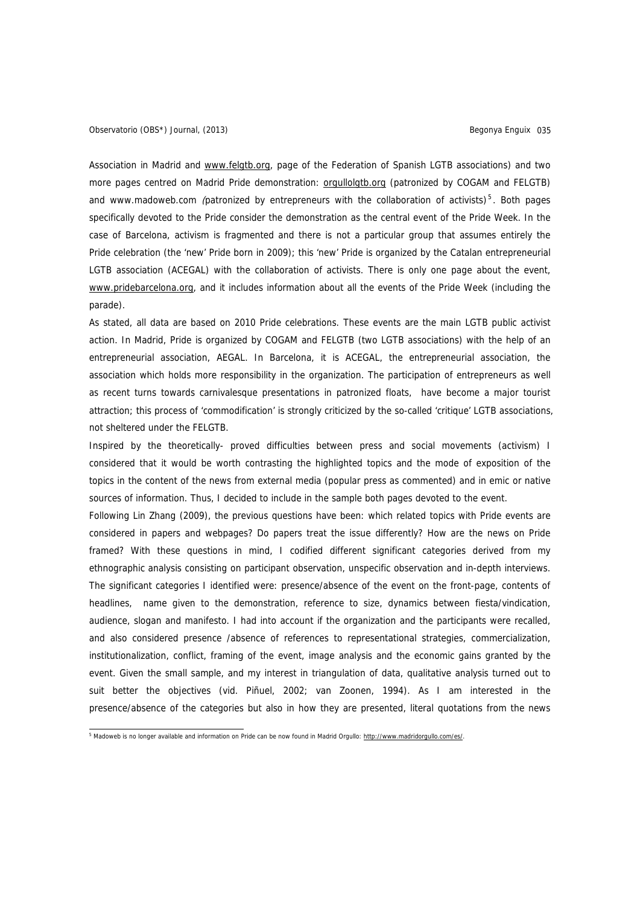Association in Madrid and www.felgtb.org, page of the Federation of Spanish LGTB associations) and two more pages centred on Madrid Pride demonstration: orgullolgtb.org (patronized by COGAM and FELGTB) and www.madoweb.com *(*patronized by entrepreneurs with the collaboration of activists)[5]. Both pages specifically devoted to the Pride consider the demonstration as the central event of the Pride Week. In the case of Barcelona, activism is fragmented and there is not a particular group that assumes entirely the Pride celebration (the 'new' Pride born in 2009); this 'new' Pride is organized by the Catalan entrepreneurial LGTB association (ACEGAL) with the collaboration of activists. There is only one page about the event, www.pridebarcelona.org, and it includes information about all the events of the Pride Week (including the parade).

As stated, all data are based on 2010 Pride celebrations. These events are the main LGTB public activist action. In Madrid, Pride is organized by COGAM and FELGTB (two LGTB associations) with the help of an entrepreneurial association, AEGAL. In Barcelona, it is ACEGAL, the entrepreneurial association, the association which holds more responsibility in the organization. The participation of entrepreneurs as well as recent turns towards carnivalesque presentations in patronized floats, have become a major tourist attraction; this process of 'commodification' is strongly criticized by the so-called 'critique' LGTB associations, not sheltered under the FELGTB.

Inspired by the theoretically- proved difficulties between press and social movements (activism) I considered that it would be worth contrasting the highlighted topics and the mode of exposition of the topics in the content of the news from external media (popular press as commented) and in emic or native sources of information. Thus, I decided to include in the sample both pages devoted to the event.

Following Lin Zhang (2009), the previous questions have been: which related topics with Pride events are considered in papers and webpages? Do papers treat the issue differently? How are the news on Pride framed? With these questions in mind, I codified different significant categories derived from my ethnographic analysis consisting on participant observation, unspecific observation and in-depth interviews. The significant categories I identified were: presence/absence of the event on the front-page, contents of headlines, name given to the demonstration, reference to size, dynamics between fiesta/vindication, audience, slogan and manifesto. I had into account if the organization and the participants were recalled, and also considered presence /absence of references to representational strategies, commercialization, institutionalization, conflict, framing of the event, image analysis and the economic gains granted by the event. Given the small sample, and my interest in triangulation of data, qualitative analysis turned out to suit better the objectives (vid. Piñuel, 2002; van Zoonen, 1994). As I am interested in the presence/absence of the categories but also in how they are presented, literal quotations from the news

---

[5] Madoweb is no longer available and information on Pride can be now found in Madrid Orgullo: http://www.madridorgullo.com/es/.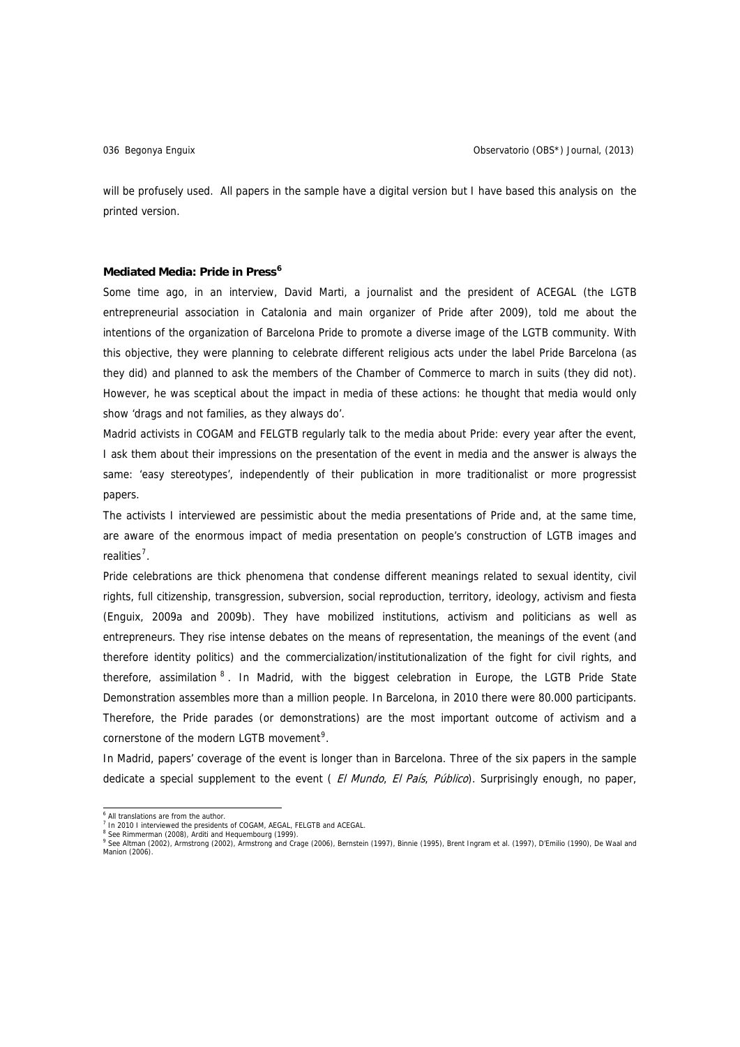will be profusely used. All papers in the sample have a digital version but I have based this analysis on the printed version.

### Mediated Media: Pride in Press[6]

Some time ago, in an interview, David Marti, a journalist and the president of ACEGAL (the LGTB entrepreneurial association in Catalonia and main organizer of Pride after 2009), told me about the intentions of the organization of Barcelona Pride to promote a diverse image of the LGTB community. With this objective, they were planning to celebrate different religious acts under the label Pride Barcelona (as they did) and planned to ask the members of the Chamber of Commerce to march in suits (they did not). However, he was sceptical about the impact in media of these actions: he thought that media would only show 'drags and not families, as they always do'.

Madrid activists in COGAM and FELGTB regularly talk to the media about Pride: every year after the event, I ask them about their impressions on the presentation of the event in media and the answer is always the same: 'easy stereotypes', independently of their publication in more traditionalist or more progressist papers.

The activists I interviewed are pessimistic about the media presentations of Pride and, at the same time, are aware of the enormous impact of media presentation on people's construction of LGTB images and realities[7].

Pride celebrations are thick phenomena that condense different meanings related to sexual identity, civil rights, full citizenship, transgression, subversion, social reproduction, territory, ideology, activism and fiesta (Enguix, 2009a and 2009b). They have mobilized institutions, activism and politicians as well as entrepreneurs. They rise intense debates on the means of representation, the meanings of the event (and therefore identity politics) and the commercialization/institutionalization of the fight for civil rights, and therefore, assimilation[8]. In Madrid, with the biggest celebration in Europe, the LGTB Pride State Demonstration assembles more than a million people. In Barcelona, in 2010 there were 80.000 participants. Therefore, the Pride parades (or demonstrations) are the most important outcome of activism and a cornerstone of the modern LGTB movement[9].

In Madrid, papers' coverage of the event is longer than in Barcelona. Three of the six papers in the sample dedicate a special supplement to the event ( *El Mundo*, *El País*, *Público*). Surprisingly enough, no paper,

---

[6] All translations are from the author.

[7] In 2010 I interviewed the presidents of COGAM, AEGAL, FELGTB and ACEGAL.

[8] See Rimmerman (2008), Arditi and Hequembourg (1999).

[9] See Altman (2002), Armstrong (2002), Armstrong and Crage (2006), Bernstein (1997), Binnie (1995), Brent Ingram et al. (1997), D'Emilio (1990), De Waal and Manion (2006).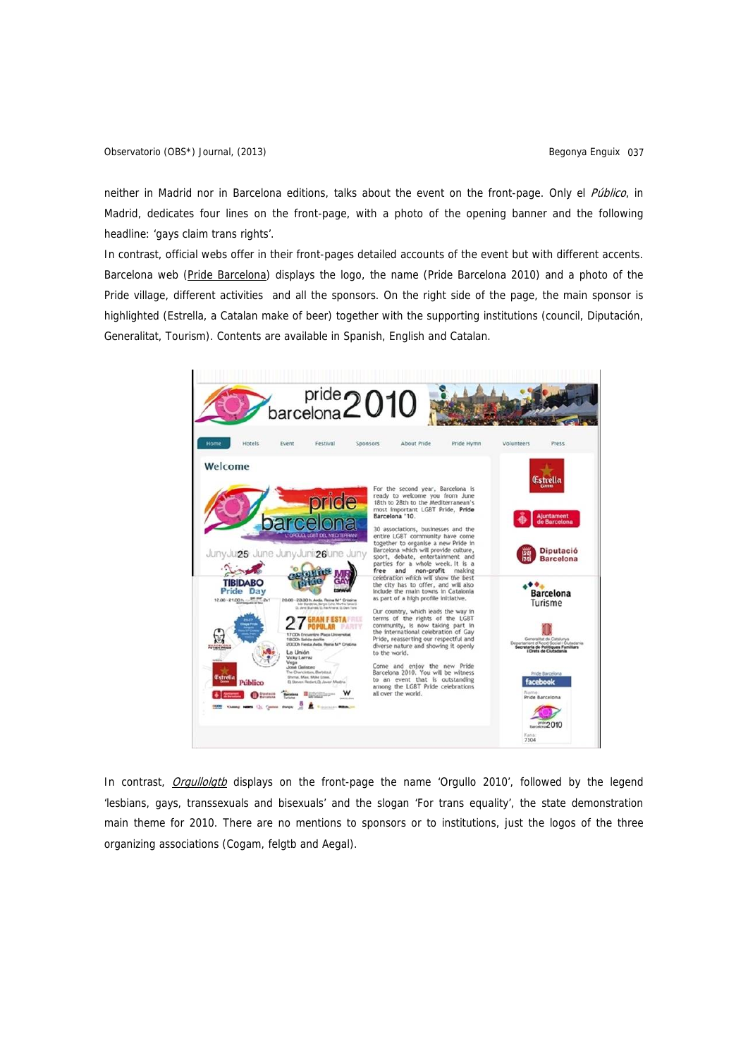neither in Madrid nor in Barcelona editions, talks about the event on the front-page. Only el *Público*, in Madrid, dedicates four lines on the front-page, with a photo of the opening banner and the following headline: 'gays claim trans rights'.

In contrast, official webs offer in their front-pages detailed accounts of the event but with different accents. Barcelona web (Pride Barcelona) displays the logo, the name (Pride Barcelona 2010) and a photo of the Pride village, different activities and all the sponsors. On the right side of the page, the main sponsor is highlighted (Estrella, a Catalan make of beer) together with the supporting institutions (council, Diputación, Generalitat, Tourism). Contents are available in Spanish, English and Catalan.

In contrast, *Orgullolgtb* displays on the front-page the name 'Orgullo 2010', followed by the legend 'lesbians, gays, transsexuals and bisexuals' and the slogan 'For trans equality', the state demonstration main theme for 2010. There are no mentions to sponsors or to institutions, just the logos of the three organizing associations (Cogam, felgtb and Aegal).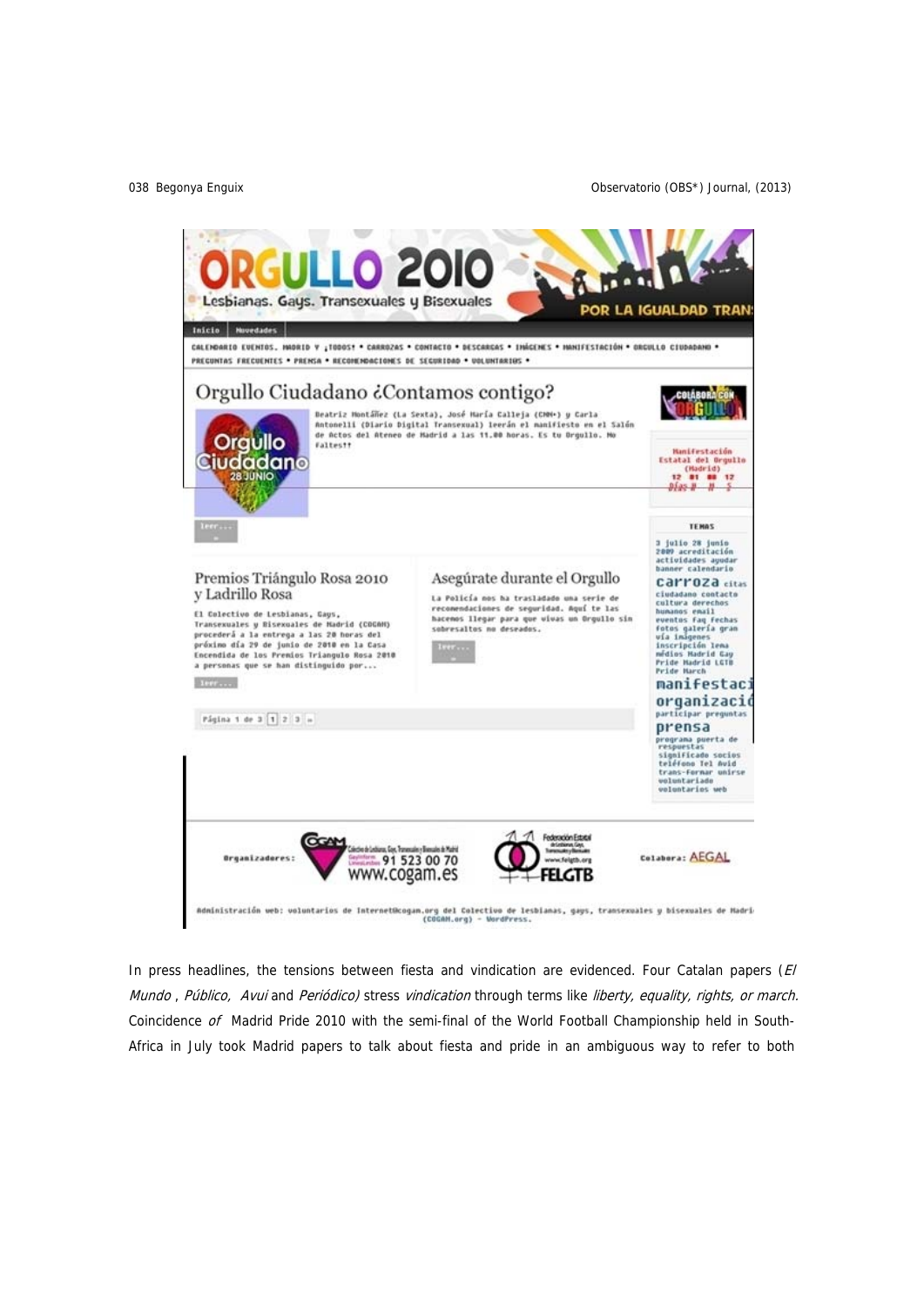In press headlines, the tensions between fiesta and vindication are evidenced. Four Catalan papers (*El Mundo* , *Público*, *Avui* and *Periódico)* stress *vindication* through terms like *liberty, equality, rights, or march.* Coincidence *of* Madrid Pride 2010 with the semi-final of the World Football Championship held in South-Africa in July took Madrid papers to talk about fiesta and pride in an ambiguous way to refer to both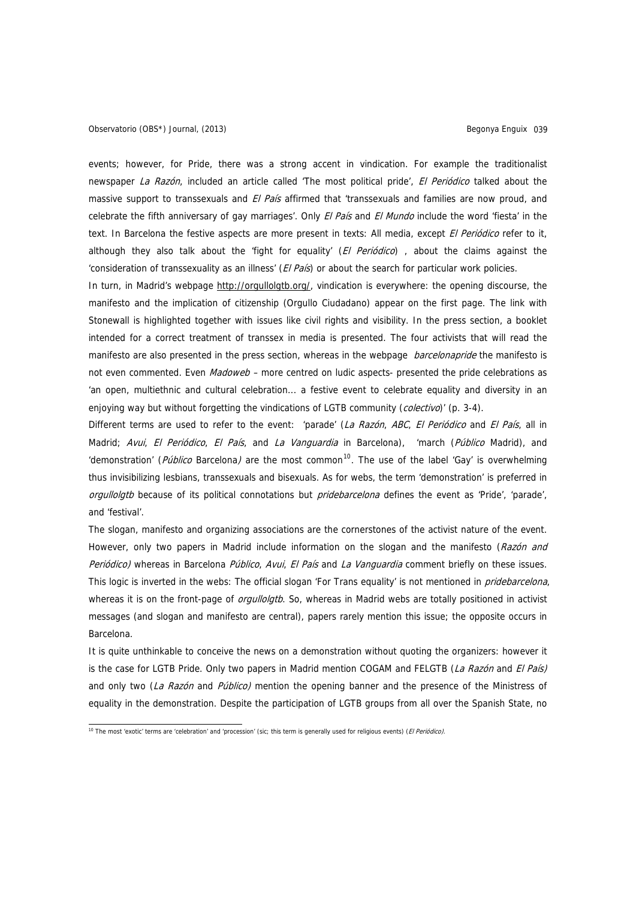events; however, for Pride, there was a strong accent in vindication. For example the traditionalist newspaper *La Razón*, included an article called 'The most political pride', *El Periódico* talked about the massive support to transsexuals and *El País* affirmed that 'transsexuals and families are now proud, and celebrate the fifth anniversary of gay marriages'. Only *El País* and *El Mundo* include the word 'fiesta' in the text. In Barcelona the festive aspects are more present in texts: All media, except *El Periódico* refer to it, although they also talk about the 'fight for equality' (*El Periódico*) , about the claims against the 'consideration of transsexuality as an illness' (*El País*) or about the search for particular work policies.

In turn, in Madrid's webpage http://orgullolgtb.org/, vindication is everywhere: the opening discourse, the manifesto and the implication of citizenship (Orgullo Ciudadano) appear on the first page. The link with Stonewall is highlighted together with issues like civil rights and visibility. In the press section, a booklet intended for a correct treatment of transsex in media is presented. The four activists that will read the manifesto are also presented in the press section, whereas in the webpage *barcelonapride* the manifesto is not even commented. Even *Madoweb* – more centred on ludic aspects- presented the pride celebrations as 'an open, multiethnic and cultural celebration... a festive event to celebrate equality and diversity in an enjoying way but without forgetting the vindications of LGTB community (*colectivo*)' (p. 3-4).

Different terms are used to refer to the event: 'parade' (*La Razón*, *ABC*, *El Periódico* and *El País*, all in Madrid; *Avui*, *El Periódico*, *El País*, and *La Vanguardia* in Barcelona), 'march (*Público* Madrid), and 'demonstration' (*Público* Barcelona) are the most common[10]. The use of the label 'Gay' is overwhelming thus invisibilizing lesbians, transsexuals and bisexuals. As for webs, the term 'demonstration' is preferred in *orgullolgtb* because of its political connotations but *pridebarcelona* defines the event as 'Pride', 'parade', and 'festival'.

The slogan, manifesto and organizing associations are the cornerstones of the activist nature of the event. However, only two papers in Madrid include information on the slogan and the manifesto (*Razón and Periódico*) whereas in Barcelona *Público*, *Avui*, *El País* and *La Vanguardia* comment briefly on these issues. This logic is inverted in the webs: The official slogan 'For Trans equality' is not mentioned in *pridebarcelona*, whereas it is on the front-page of *orgullolgtb*. So, whereas in Madrid webs are totally positioned in activist messages (and slogan and manifesto are central), papers rarely mention this issue; the opposite occurs in Barcelona.

It is quite unthinkable to conceive the news on a demonstration without quoting the organizers: however it is the case for LGTB Pride. Only two papers in Madrid mention COGAM and FELGTB (*La Razón* and *El País*) and only two (*La Razón* and *Público*) mention the opening banner and the presence of the Ministress of equality in the demonstration. Despite the participation of LGTB groups from all over the Spanish State, no

[10] The most 'exotic' terms are 'celebration' and 'procession' (sic; this term is generally used for religious events) (*El Periódico*).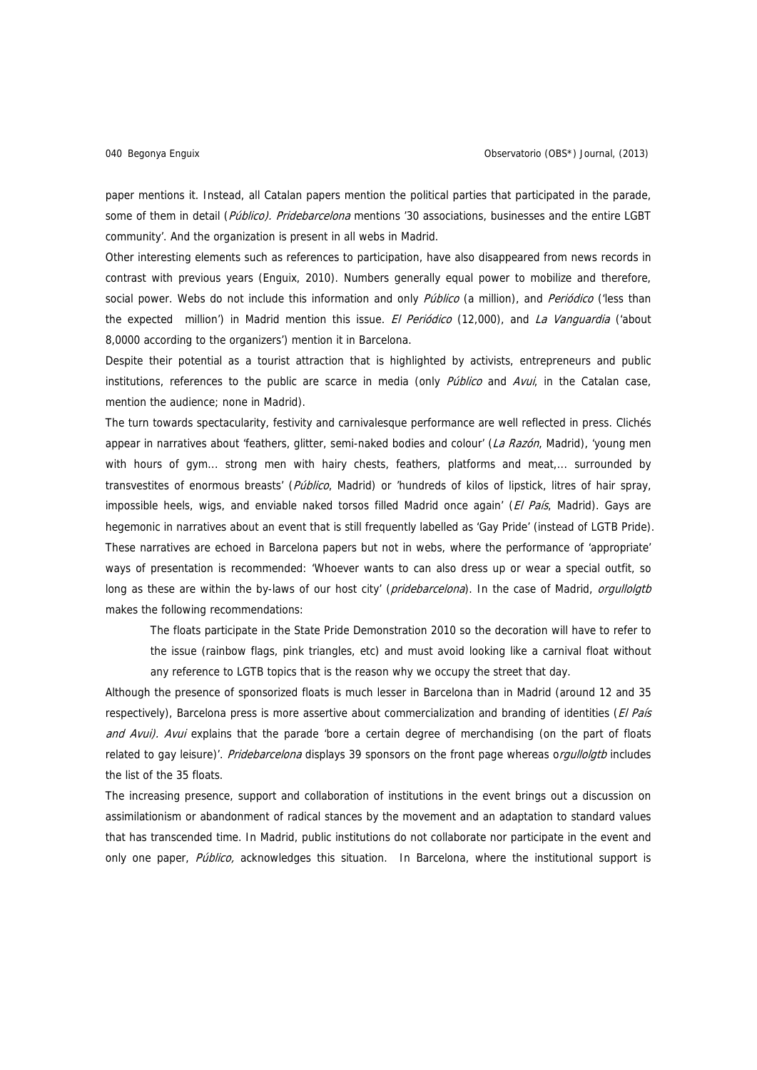paper mentions it. Instead, all Catalan papers mention the political parties that participated in the parade, some of them in detail (*Público). Pridebarcelona* mentions '30 associations, businesses and the entire LGBT community'. And the organization is present in all webs in Madrid.

Other interesting elements such as references to participation, have also disappeared from news records in contrast with previous years (Enguix, 2010). Numbers generally equal power to mobilize and therefore, social power. Webs do not include this information and only *Público* (a million), and *Periódico* ('less than the expected million') in Madrid mention this issue. *El Periódico* (12,000), and *La Vanguardia* ('about 8,0000 according to the organizers') mention it in Barcelona.

Despite their potential as a tourist attraction that is highlighted by activists, entrepreneurs and public institutions, references to the public are scarce in media (only *Público* and *Avui*, in the Catalan case, mention the audience; none in Madrid).

The turn towards spectacularity, festivity and carnivalesque performance are well reflected in press. Clichés appear in narratives about 'feathers, glitter, semi-naked bodies and colour' (*La Razón*, Madrid), 'young men with hours of gym... strong men with hairy chests, feathers, platforms and meat,... surrounded by transvestites of enormous breasts' (*Público*, Madrid) or 'hundreds of kilos of lipstick, litres of hair spray, impossible heels, wigs, and enviable naked torsos filled Madrid once again' (*El País*, Madrid). Gays are hegemonic in narratives about an event that is still frequently labelled as 'Gay Pride' (instead of LGTB Pride). These narratives are echoed in Barcelona papers but not in webs, where the performance of 'appropriate' ways of presentation is recommended: 'Whoever wants to can also dress up or wear a special outfit, so long as these are within the by-laws of our host city' (*pridebarcelona*). In the case of Madrid, *orgullolgtb* makes the following recommendations:

> The floats participate in the State Pride Demonstration 2010 so the decoration will have to refer to the issue (rainbow flags, pink triangles, etc) and must avoid looking like a carnival float without any reference to LGTB topics that is the reason why we occupy the street that day.

Although the presence of sponsorized floats is much lesser in Barcelona than in Madrid (around 12 and 35 respectively), Barcelona press is more assertive about commercialization and branding of identities (*El País and Avui). Avui* explains that the parade 'bore a certain degree of merchandising (on the part of floats related to gay leisure)'. *Pridebarcelona* displays 39 sponsors on the front page whereas o*rgullolgtb* includes the list of the 35 floats.

The increasing presence, support and collaboration of institutions in the event brings out a discussion on assimilationism or abandonment of radical stances by the movement and an adaptation to standard values that has transcended time. In Madrid, public institutions do not collaborate nor participate in the event and only one paper, *Público,* acknowledges this situation. In Barcelona, where the institutional support is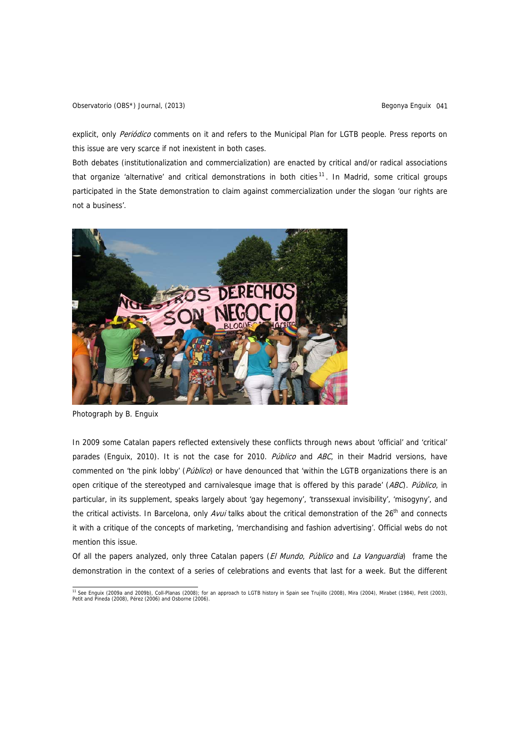explicit, only *Periódico* comments on it and refers to the Municipal Plan for LGTB people. Press reports on this issue are very scarce if not inexistent in both cases.

Both debates (institutionalization and commercialization) are enacted by critical and/or radical associations that organize 'alternative' and critical demonstrations in both cities[11]. In Madrid, some critical groups participated in the State demonstration to claim against commercialization under the slogan 'our rights are not a business'.

Photograph by B. Enguix

In 2009 some Catalan papers reflected extensively these conflicts through news about 'official' and 'critical' parades (Enguix, 2010). It is not the case for 2010. *Público* and *ABC*, in their Madrid versions, have commented on 'the pink lobby' (*Público*) or have denounced that 'within the LGTB organizations there is an open critique of the stereotyped and carnivalesque image that is offered by this parade' (*ABC*). *Público*, in particular, in its supplement, speaks largely about 'gay hegemony', 'transsexual invisibility', 'misogyny', and the critical activists. In Barcelona, only *Avui* talks about the critical demonstration of the 26th and connects it with a critique of the concepts of marketing, 'merchandising and fashion advertising'. Official webs do not mention this issue.

Of all the papers analyzed, only three Catalan papers (*El Mundo*, *Público* and *La Vanguardia*) frame the demonstration in the context of a series of celebrations and events that last for a week. But the different

---

[11] See Enguix (2009a and 2009b), Coll-Planas (2008); for an approach to LGTB history in Spain see Trujillo (2008), Mira (2004), Mirabet (1984), Petit (2003), Petit and Pineda (2008), Pérez (2006) and Osborne (2006).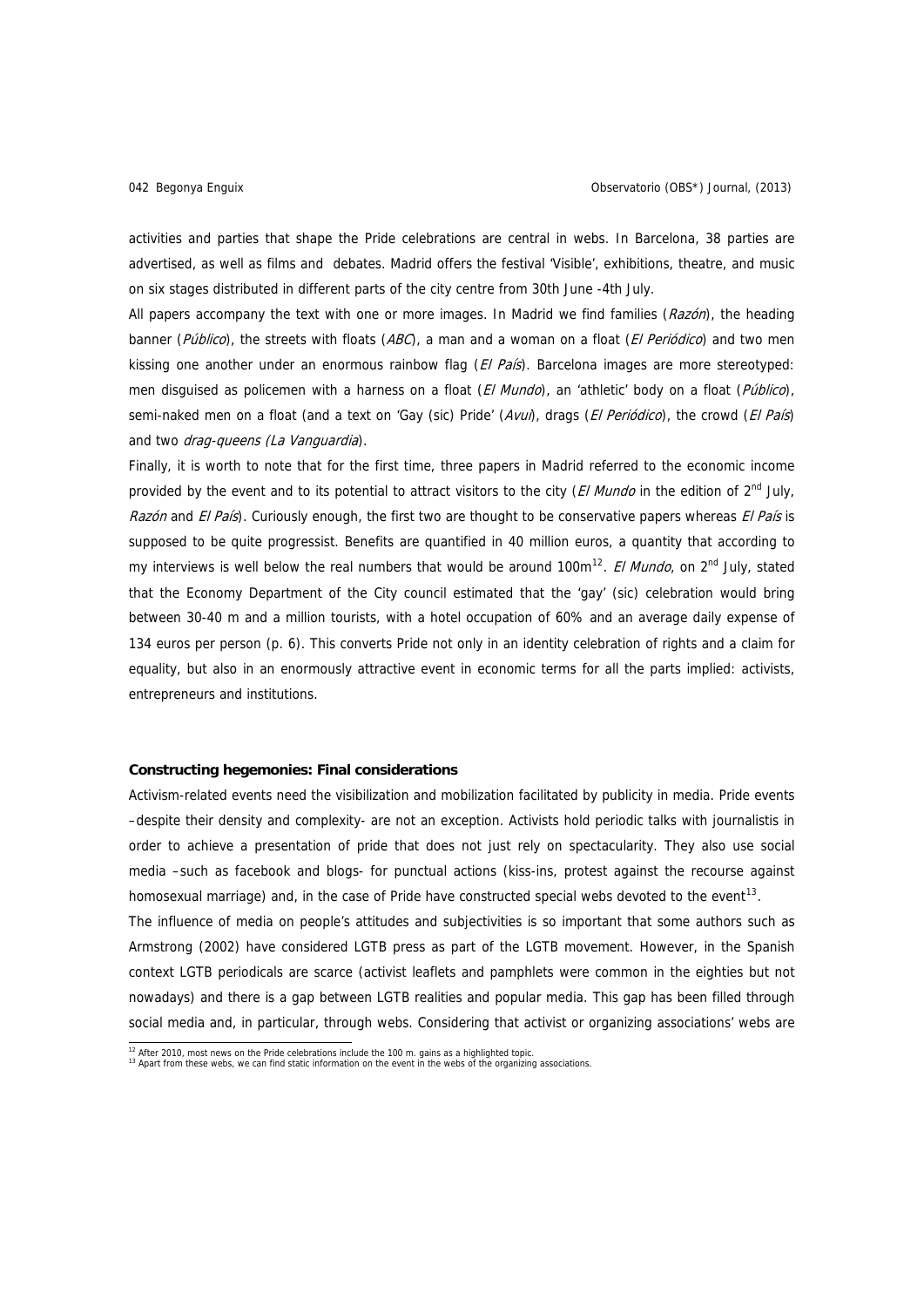activities and parties that shape the Pride celebrations are central in webs. In Barcelona, 38 parties are advertised, as well as films and debates. Madrid offers the festival 'Visible', exhibitions, theatre, and music on six stages distributed in different parts of the city centre from 30th June -4th July.

All papers accompany the text with one or more images. In Madrid we find families (*Razón*), the heading banner (*Público*), the streets with floats (*ABC*), a man and a woman on a float (*El Periódico*) and two men kissing one another under an enormous rainbow flag (*El País*). Barcelona images are more stereotyped: men disguised as policemen with a harness on a float (*El Mundo*), an 'athletic' body on a float (*Público*), semi-naked men on a float (and a text on 'Gay (sic) Pride' (*Avui*), drags (*El Periódico*), the crowd (*El País*) and two *drag-queens (La Vanguardia*).

Finally, it is worth to note that for the first time, three papers in Madrid referred to the economic income provided by the event and to its potential to attract visitors to the city (*El Mundo* in the edition of 2nd July, *Razón* and *El País*). Curiously enough, the first two are thought to be conservative papers whereas *El País* is supposed to be quite progressist. Benefits are quantified in 40 million euros, a quantity that according to my interviews is well below the real numbers that would be around 100m[12]. *El Mundo*, on 2nd July, stated that the Economy Department of the City council estimated that the 'gay' (sic) celebration would bring between 30-40 m and a million tourists, with a hotel occupation of 60% and an average daily expense of 134 euros per person (p. 6). This converts Pride not only in an identity celebration of rights and a claim for equality, but also in an enormously attractive event in economic terms for all the parts implied: activists, entrepreneurs and institutions.

**Constructing hegemonies: Final considerations**

Activism-related events need the visibilization and mobilization facilitated by publicity in media. Pride events –despite their density and complexity- are not an exception. Activists hold periodic talks with journalistis in order to achieve a presentation of pride that does not just rely on spectacularity. They also use social media –such as facebook and blogs- for punctual actions (kiss-ins, protest against the recourse against homosexual marriage) and, in the case of Pride have constructed special webs devoted to the event[13].

The influence of media on people's attitudes and subjectivities is so important that some authors such as Armstrong (2002) have considered LGTB press as part of the LGTB movement. However, in the Spanish context LGTB periodicals are scarce (activist leaflets and pamphlets were common in the eighties but not nowadays) and there is a gap between LGTB realities and popular media. This gap has been filled through social media and, in particular, through webs. Considering that activist or organizing associations' webs are

[12] After 2010, most news on the Pride celebrations include the 100 m. gains as a highlighted topic.
[13] Apart from these webs, we can find static information on the event in the webs of the organizing associations.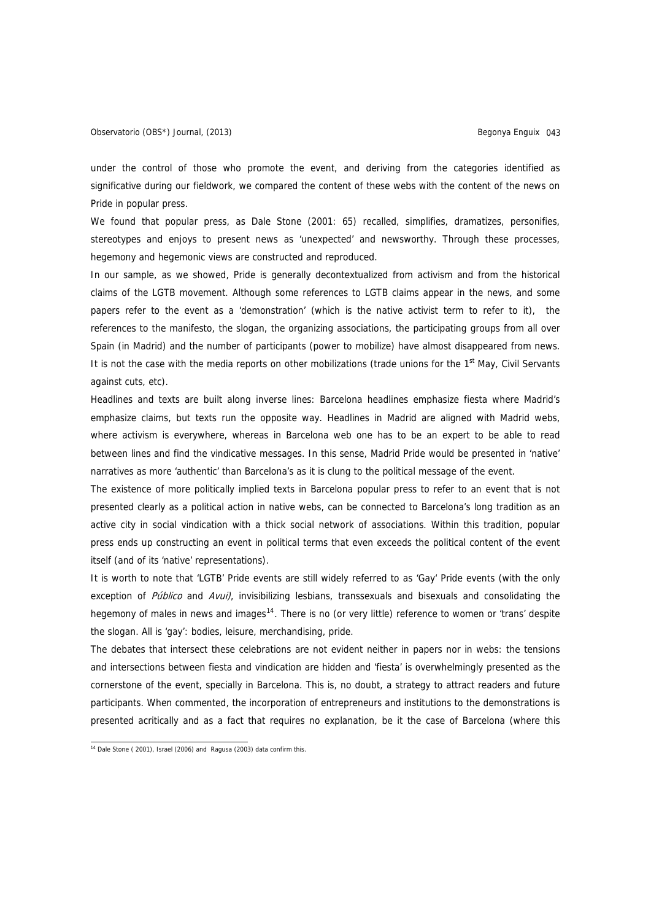under the control of those who promote the event, and deriving from the categories identified as significative during our fieldwork, we compared the content of these webs with the content of the news on Pride in popular press.

We found that popular press, as Dale Stone (2001: 65) recalled, simplifies, dramatizes, personifies, stereotypes and enjoys to present news as 'unexpected' and newsworthy. Through these processes, hegemony and hegemonic views are constructed and reproduced.

In our sample, as we showed, Pride is generally decontextualized from activism and from the historical claims of the LGTB movement. Although some references to LGTB claims appear in the news, and some papers refer to the event as a 'demonstration' (which is the native activist term to refer to it), the references to the manifesto, the slogan, the organizing associations, the participating groups from all over Spain (in Madrid) and the number of participants (power to mobilize) have almost disappeared from news. It is not the case with the media reports on other mobilizations (trade unions for the 1st May, Civil Servants against cuts, etc).

Headlines and texts are built along inverse lines: Barcelona headlines emphasize fiesta where Madrid's emphasize claims, but texts run the opposite way. Headlines in Madrid are aligned with Madrid webs, where activism is everywhere, whereas in Barcelona web one has to be an expert to be able to read between lines and find the vindicative messages. In this sense, Madrid Pride would be presented in 'native' narratives as more 'authentic' than Barcelona's as it is clung to the political message of the event.

The existence of more politically implied texts in Barcelona popular press to refer to an event that is not presented clearly as a political action in native webs, can be connected to Barcelona's long tradition as an active city in social vindication with a thick social network of associations. Within this tradition, popular press ends up constructing an event in political terms that even exceeds the political content of the event itself (and of its 'native' representations).

It is worth to note that 'LGTB' Pride events are still widely referred to as 'Gay' Pride events (with the only exception of *Público* and *Avui)*, invisibilizing lesbians, transsexuals and bisexuals and consolidating the hegemony of males in news and images[14]. There is no (or very little) reference to women or 'trans' despite the slogan. All is 'gay': bodies, leisure, merchandising, pride.

The debates that intersect these celebrations are not evident neither in papers nor in webs: the tensions and intersections between fiesta and vindication are hidden and 'fiesta' is overwhelmingly presented as the cornerstone of the event, specially in Barcelona. This is, no doubt, a strategy to attract readers and future participants. When commented, the incorporation of entrepreneurs and institutions to the demonstrations is presented acritically and as a fact that requires no explanation, be it the case of Barcelona (where this

[14] Dale Stone ( 2001), Israel (2006) and Ragusa (2003) data confirm this.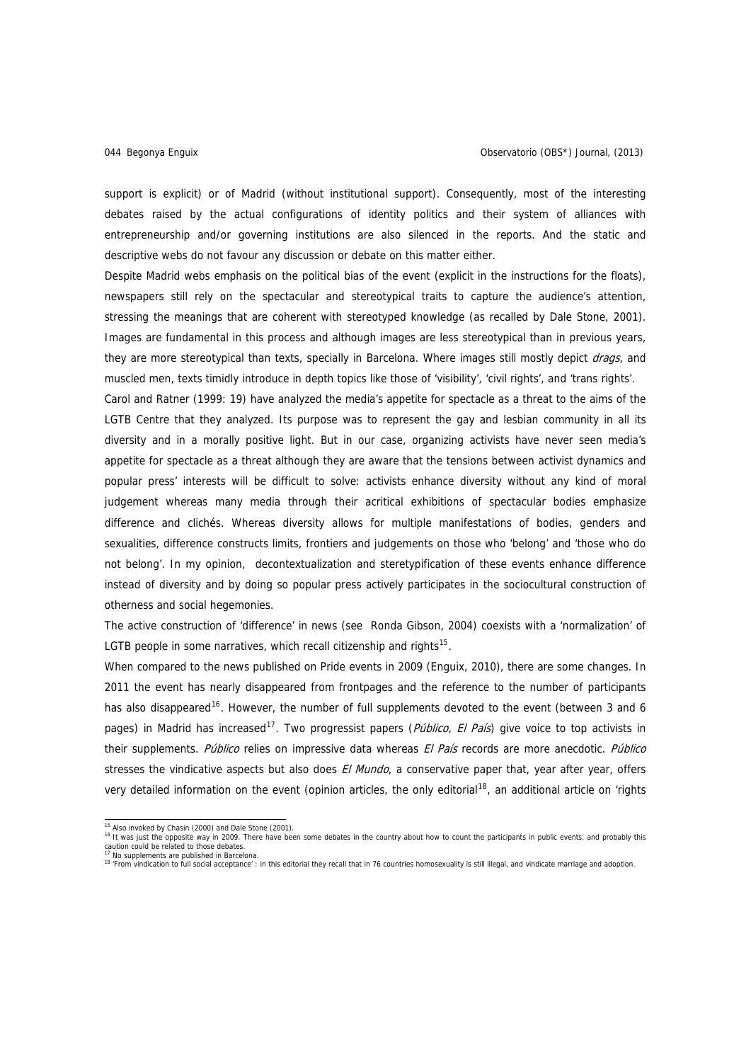support is explicit) or of Madrid (without institutional support). Consequently, most of the interesting debates raised by the actual configurations of identity politics and their system of alliances with entrepreneurship and/or governing institutions are also silenced in the reports. And the static and descriptive webs do not favour any discussion or debate on this matter either.

Despite Madrid webs emphasis on the political bias of the event (explicit in the instructions for the floats), newspapers still rely on the spectacular and stereotypical traits to capture the audience's attention, stressing the meanings that are coherent with stereotyped knowledge (as recalled by Dale Stone, 2001). Images are fundamental in this process and although images are less stereotypical than in previous years, they are more stereotypical than texts, specially in Barcelona. Where images still mostly depict *drags*, and muscled men, texts timidly introduce in depth topics like those of 'visibility', 'civil rights', and 'trans rights'.

Carol and Ratner (1999: 19) have analyzed the media's appetite for spectacle as a threat to the aims of the LGTB Centre that they analyzed. Its purpose was to represent the gay and lesbian community in all its diversity and in a morally positive light. But in our case, organizing activists have never seen media's appetite for spectacle as a threat although they are aware that the tensions between activist dynamics and popular press' interests will be difficult to solve: activists enhance diversity without any kind of moral judgement whereas many media through their acritical exhibitions of spectacular bodies emphasize difference and clichés. Whereas diversity allows for multiple manifestations of bodies, genders and sexualities, difference constructs limits, frontiers and judgements on those who 'belong' and 'those who do not belong'. In my opinion, decontextualization and steretypification of these events enhance difference instead of diversity and by doing so popular press actively participates in the sociocultural construction of otherness and social hegemonies.

The active construction of 'difference' in news (see Ronda Gibson, 2004) coexists with a 'normalization' of LGTB people in some narratives, which recall citizenship and rights[15].

When compared to the news published on Pride events in 2009 (Enguix, 2010), there are some changes. In 2011 the event has nearly disappeared from frontpages and the reference to the number of participants has also disappeared[16]. However, the number of full supplements devoted to the event (between 3 and 6 pages) in Madrid has increased[17]. Two progressist papers (*Público, El País*) give voice to top activists in their supplements. *Público* relies on impressive data whereas *El País* records are more anecdotic. *Público* stresses the vindicative aspects but also does *El Mundo*, a conservative paper that, year after year, offers very detailed information on the event (opinion articles, the only editorial[18], an additional article on 'rights

[15] Also invoked by Chasin (2000) and Dale Stone (2001).
[16] It was just the opposite way in 2009. There have been some debates in the country about how to count the participants in public events, and probably this caution could be related to those debates.
[17] No supplements are published in Barcelona.
[18] 'From vindication to full social acceptance' : in this editorial they recall that in 76 countries homosexuality is still illegal, and vindicate marriage and adoption.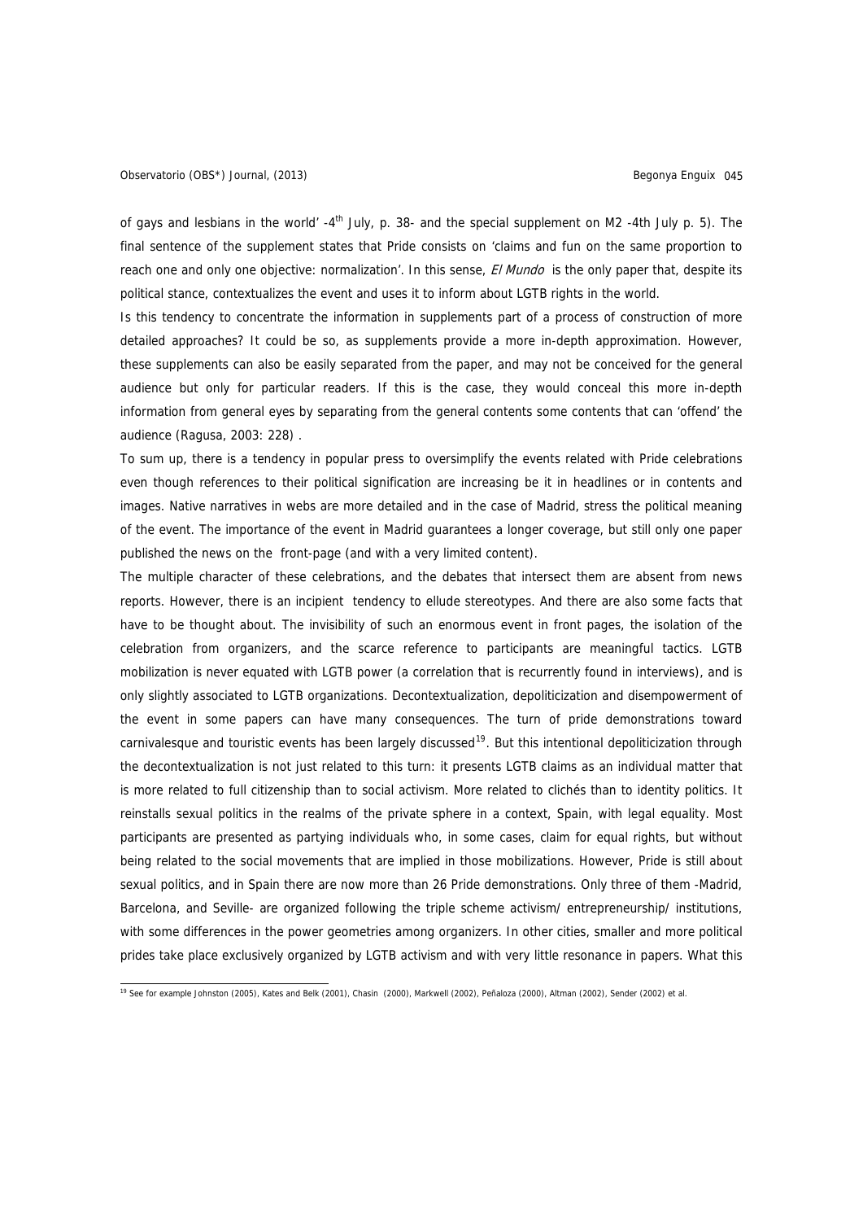of gays and lesbians in the world' -4th July, p. 38- and the special supplement on M2 -4th July p. 5). The final sentence of the supplement states that Pride consists on 'claims and fun on the same proportion to reach one and only one objective: normalization'. In this sense, *El Mundo* is the only paper that, despite its political stance, contextualizes the event and uses it to inform about LGTB rights in the world.

Is this tendency to concentrate the information in supplements part of a process of construction of more detailed approaches? It could be so, as supplements provide a more in-depth approximation. However, these supplements can also be easily separated from the paper, and may not be conceived for the general audience but only for particular readers. If this is the case, they would conceal this more in-depth information from general eyes by separating from the general contents some contents that can 'offend' the audience (Ragusa, 2003: 228) .

To sum up, there is a tendency in popular press to oversimplify the events related with Pride celebrations even though references to their political signification are increasing be it in headlines or in contents and images. Native narratives in webs are more detailed and in the case of Madrid, stress the political meaning of the event. The importance of the event in Madrid guarantees a longer coverage, but still only one paper published the news on the front-page (and with a very limited content).

The multiple character of these celebrations, and the debates that intersect them are absent from news reports. However, there is an incipient tendency to ellude stereotypes. And there are also some facts that have to be thought about. The invisibility of such an enormous event in front pages, the isolation of the celebration from organizers, and the scarce reference to participants are meaningful tactics. LGTB mobilization is never equated with LGTB power (a correlation that is recurrently found in interviews), and is only slightly associated to LGTB organizations. Decontextualization, depoliticizication and disempowerment of the event in some papers can have many consequences. The turn of pride demonstrations toward carnivalesque and touristic events has been largely discussed[19]. But this intentional depoliticizication through the decontextualization is not just related to this turn: it presents LGTB claims as an individual matter that is more related to full citizenship than to social activism. More related to clichés than to identity politics. It reinstalls sexual politics in the realms of the private sphere in a context, Spain, with legal equality. Most participants are presented as partying individuals who, in some cases, claim for equal rights, but without being related to the social movements that are implied in those mobilizations. However, Pride is still about sexual politics, and in Spain there are now more than 26 Pride demonstrations. Only three of them -Madrid, Barcelona, and Seville- are organized following the triple scheme activism/ entrepreneurship/ institutions, with some differences in the power geometries among organizers. In other cities, smaller and more political prides take place exclusively organized by LGTB activism and with very little resonance in papers. What this

[19] See for example Johnston (2005), Kates and Belk (2001), Chasin (2000), Markwell (2002), Peñaloza (2000), Altman (2002), Sender (2002) et al.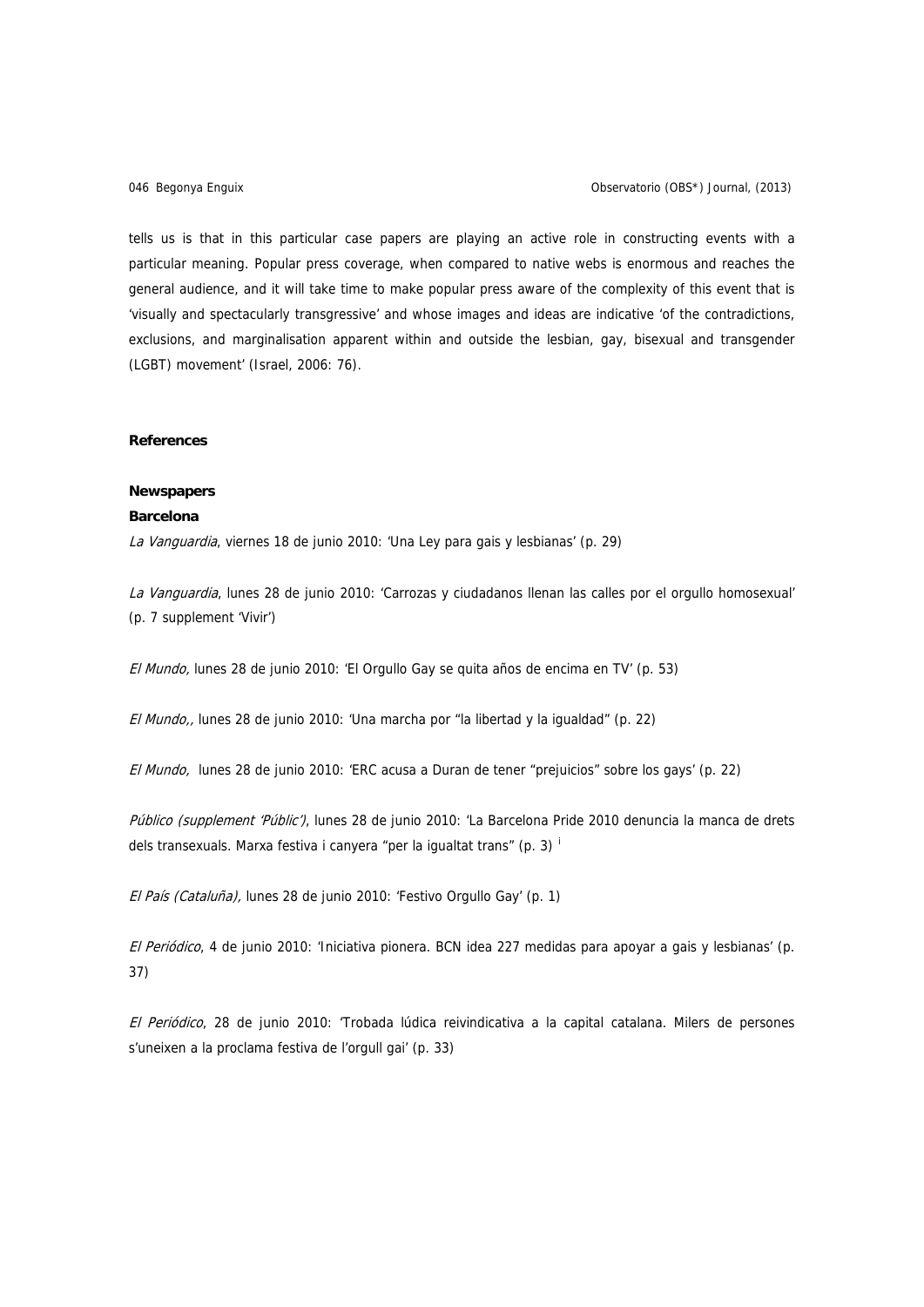tells us is that in this particular case papers are playing an active role in constructing events with a particular meaning. Popular press coverage, when compared to native webs is enormous and reaches the general audience, and it will take time to make popular press aware of the complexity of this event that is 'visually and spectacularly transgressive' and whose images and ideas are indicative 'of the contradictions, exclusions, and marginalisation apparent within and outside the lesbian, gay, bisexual and transgender (LGBT) movement' (Israel, 2006: 76).

## References

### Newspapers

**Barcelona**

*La Vanguardia*, viernes 18 de junio 2010: 'Una Ley para gais y lesbianas' (p. 29)

*La Vanguardia*, lunes 28 de junio 2010: 'Carrozas y ciudadanos llenan las calles por el orgullo homosexual' (p. 7 supplement 'Vivir')

*El Mundo,* lunes 28 de junio 2010: 'El Orgullo Gay se quita años de encima en TV' (p. 53)

*El Mundo,,* lunes 28 de junio 2010: 'Una marcha por "la libertad y la igualdad" (p. 22)

*El Mundo,* lunes 28 de junio 2010: 'ERC acusa a Duran de tener "prejuicios" sobre los gays' (p. 22)

*Público (supplement 'Públic')*, lunes 28 de junio 2010: 'La Barcelona Pride 2010 denuncia la manca de drets dels transexuals. Marxa festiva i canyera "per la igualtat trans" (p. 3) [i]

*El País (Cataluña),* lunes 28 de junio 2010: 'Festivo Orgullo Gay' (p. 1)

*El Periódico*, 4 de junio 2010: 'Iniciativa pionera. BCN idea 227 medidas para apoyar a gais y lesbianas' (p. 37)

*El Periódico*, 28 de junio 2010: 'Trobada lúdica reivindicativa a la capital catalana. Milers de persones s'uneixen a la proclama festiva de l'orgull gai' (p. 33)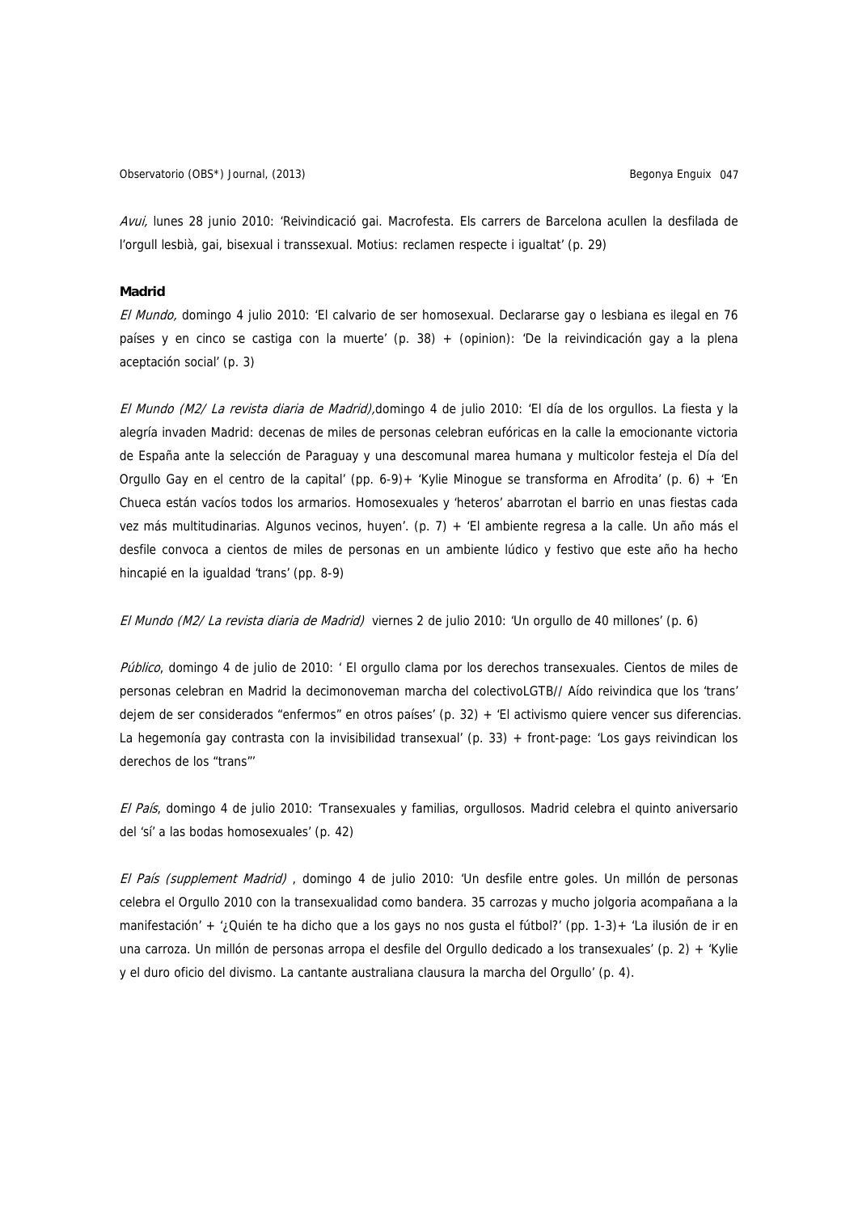*Avui,* lunes 28 junio 2010: 'Reivindicació gai. Macrofesta. Els carrers de Barcelona acullen la desfilada de l'orgull lesbià, gai, bisexual i transsexual. Motius: reclamen respecte i igualtat' (p. 29)

**Madrid**

*El Mundo,* domingo 4 julio 2010: 'El calvario de ser homosexual. Declararse gay o lesbiana es ilegal en 76 países y en cinco se castiga con la muerte' (p. 38) + (opinion): 'De la reivindicación gay a la plena aceptación social' (p. 3)

*El Mundo (M2/ La revista diaria de Madrid),*domingo 4 de julio 2010: 'El día de los orgullos. La fiesta y la alegría invaden Madrid: decenas de miles de personas celebran eufóricas en la calle la emocionante victoria de España ante la selección de Paraguay y una descomunal marea humana y multicolor festeja el Día del Orgullo Gay en el centro de la capital' (pp. 6-9)+ 'Kylie Minogue se transforma en Afrodita' (p. 6) + 'En Chueca están vacíos todos los armarios. Homosexuales y 'heteros' abarrotan el barrio en unas fiestas cada vez más multitudinarias. Algunos vecinos, huyen'. (p. 7) + 'El ambiente regresa a la calle. Un año más el desfile convoca a cientos de miles de personas en un ambiente lúdico y festivo que este año ha hecho hincapié en la igualdad 'trans' (pp. 8-9)

*El Mundo (M2/ La revista diaria de Madrid)* viernes 2 de julio 2010: 'Un orgullo de 40 millones' (p. 6)

*Público*, domingo 4 de julio de 2010: ' El orgullo clama por los derechos transexuales. Cientos de miles de personas celebran en Madrid la decimonoveman marcha del colectivoLGTB// Aído reivindica que los 'trans' dejem de ser considerados "enfermos" en otros países' (p. 32) + 'El activismo quiere vencer sus diferencias. La hegemonía gay contrasta con la invisibilidad transexual' (p. 33) + front-page: 'Los gays reivindican los derechos de los "trans"'

*El País*, domingo 4 de julio 2010: 'Transexuales y familias, orgullosos. Madrid celebra el quinto aniversario del 'sí' a las bodas homosexuales' (p. 42)

*El País (supplement Madrid)* , domingo 4 de julio 2010: 'Un desfile entre goles. Un millón de personas celebra el Orgullo 2010 con la transexualidad como bandera. 35 carrozas y mucho jolgoria acompañana a la manifestación' + '¿Quién te ha dicho que a los gays no nos gusta el fútbol?' (pp. 1-3)+ 'La ilusión de ir en una carroza. Un millón de personas arropa el desfile del Orgullo dedicado a los transexuales' (p. 2) + 'Kylie y el duro oficio del divismo. La cantante australiana clausura la marcha del Orgullo' (p. 4).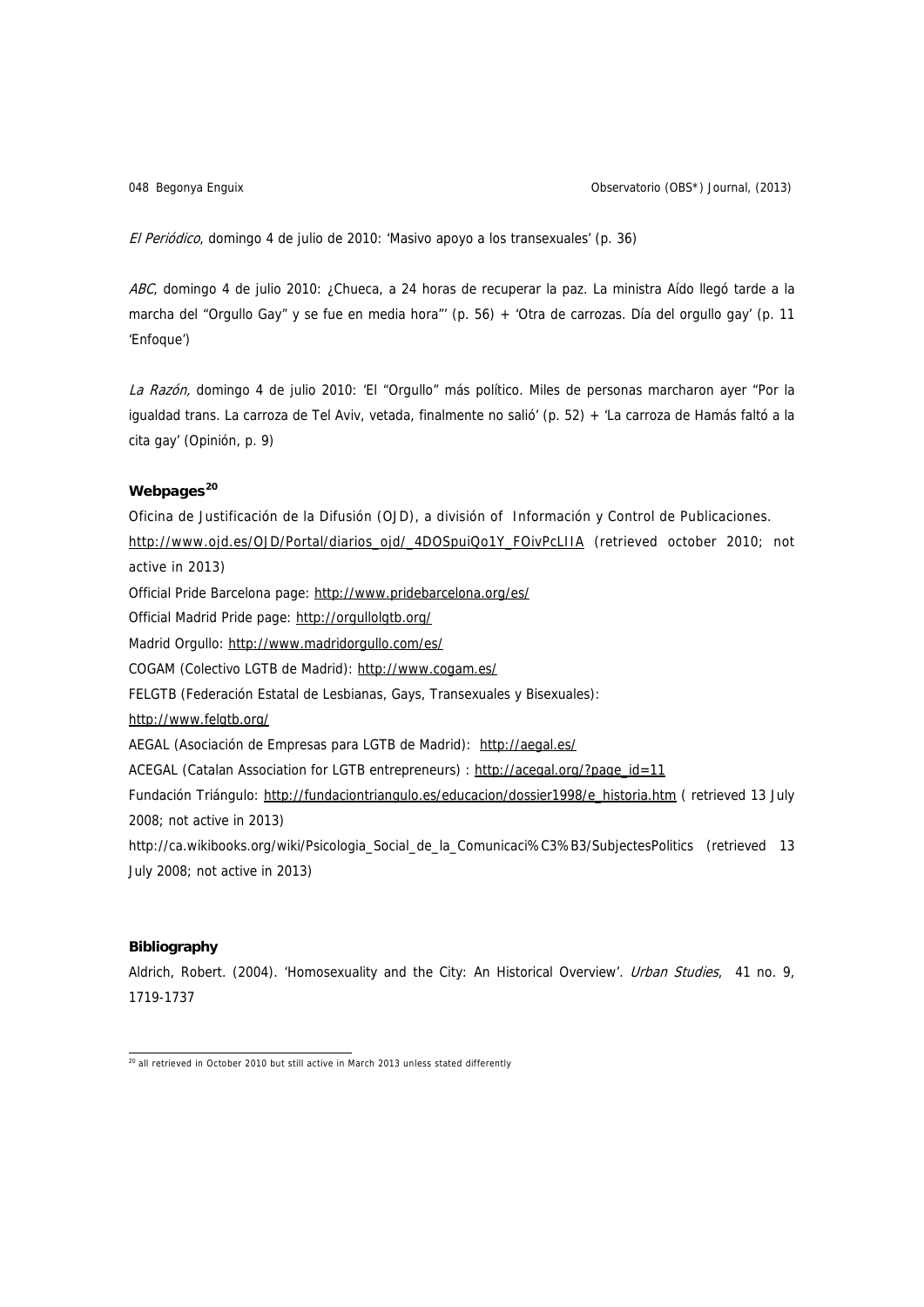*El Periódico*, domingo 4 de julio de 2010: 'Masivo apoyo a los transexuales' (p. 36)

*ABC*, domingo 4 de julio 2010: ¿Chueca, a 24 horas de recuperar la paz. La ministra Aído llegó tarde a la marcha del "Orgullo Gay" y se fue en media hora"' (p. 56) + 'Otra de carrozas. Día del orgullo gay' (p. 11 'Enfoque')

*La Razón,* domingo 4 de julio 2010: 'El "Orgullo" más político. Miles de personas marcharon ayer "Por la igualdad trans. La carroza de Tel Aviv, vetada, finalmente no salió' (p. 52) + 'La carroza de Hamás faltó a la cita gay' (Opinión, p. 9)

### Webpages[20]

Oficina de Justificación de la Difusión (OJD), a división of Información y Control de Publicaciones. http://www.ojd.es/OJD/Portal/diarios_ojd/_4DOSpuiQo1Y_FOivPcLIIA (retrieved october 2010; not active in 2013)

Official Pride Barcelona page: http://www.pridebarcelona.org/es/

Official Madrid Pride page: http://orgullolgtb.org/

Madrid Orgullo: http://www.madridorgullo.com/es/

COGAM (Colectivo LGTB de Madrid): http://www.cogam.es/

FELGTB (Federación Estatal de Lesbianas, Gays, Transexuales y Bisexuales):

http://www.felgtb.org/

AEGAL (Asociación de Empresas para LGTB de Madrid): http://aegal.es/

ACEGAL (Catalan Association for LGTB entrepreneurs) : http://acegal.org/?page_id=11

Fundación Triángulo: http://fundaciontriangulo.es/educacion/dossier1998/e_historia.htm ( retrieved 13 July 2008; not active in 2013)

http://ca.wikibooks.org/wiki/Psicologia_Social_de_la_Comunicaci%C3%B3/SubjectesPolitics (retrieved 13 July 2008; not active in 2013)

### Bibliography

Aldrich, Robert. (2004). 'Homosexuality and the City: An Historical Overview'. *Urban Studies*, 41 no. 9, 1719-1737

[20] all retrieved in October 2010 but still active in March 2013 unless stated differently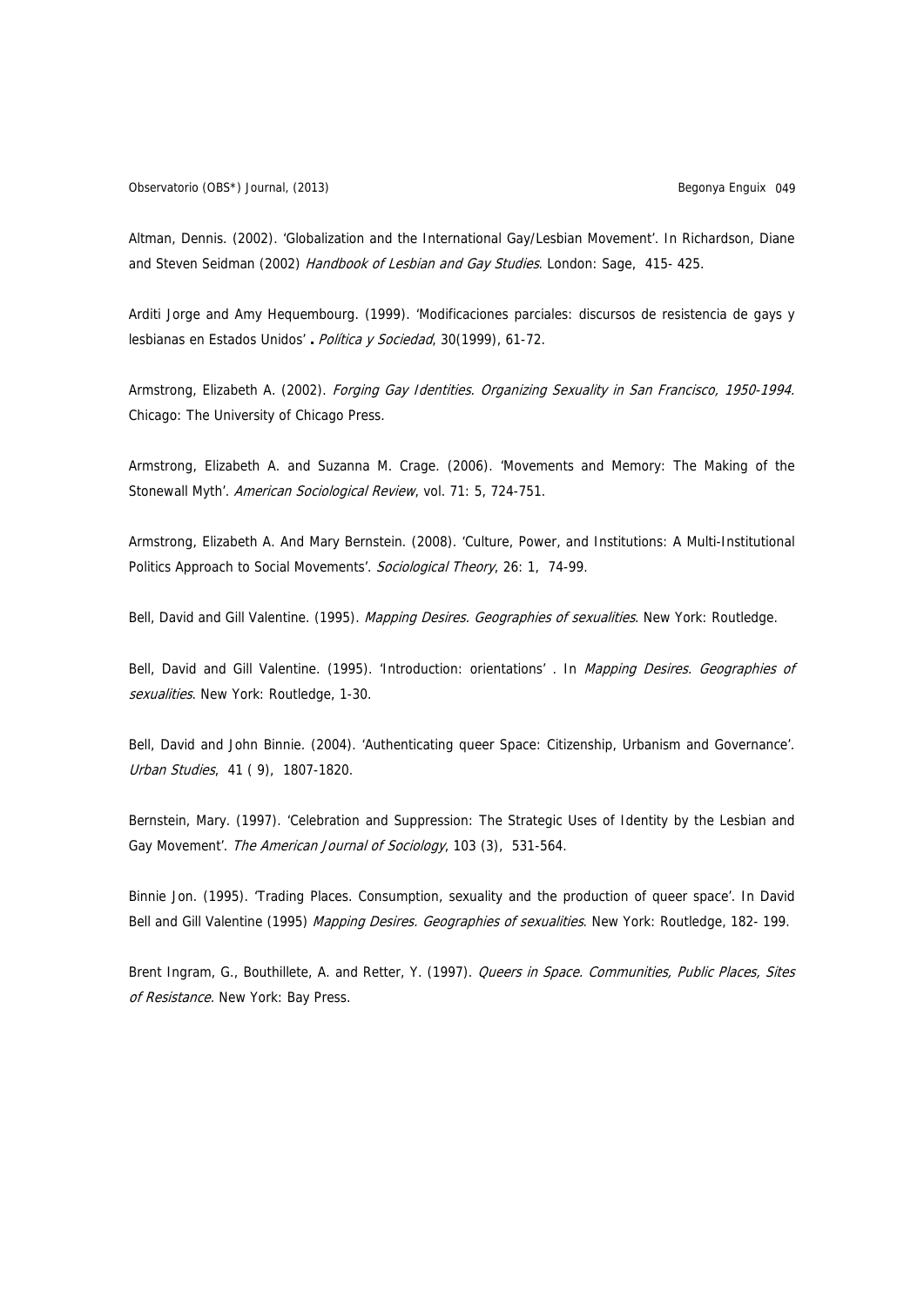Altman, Dennis. (2002). 'Globalization and the International Gay/Lesbian Movement'. In Richardson, Diane and Steven Seidman (2002) *Handbook of Lesbian and Gay Studies*. London: Sage, 415- 425.

Arditi Jorge and Amy Hequembourg. (1999). 'Modificaciones parciales: discursos de resistencia de gays y lesbianas en Estados Unidos' **.** *Política y Sociedad*, 30(1999), 61-72.

Armstrong, Elizabeth A. (2002). *Forging Gay Identities. Organizing Sexuality in San Francisco, 1950-1994.* Chicago: The University of Chicago Press.

Armstrong, Elizabeth A. and Suzanna M. Crage. (2006). 'Movements and Memory: The Making of the Stonewall Myth'. *American Sociological Review*, vol. 71: 5, 724-751.

Armstrong, Elizabeth A. And Mary Bernstein. (2008). 'Culture, Power, and Institutions: A Multi-Institutional Politics Approach to Social Movements'. *Sociological Theory*, 26: 1, 74-99.

Bell, David and Gill Valentine. (1995). *Mapping Desires. Geographies of sexualities*. New York: Routledge.

Bell, David and Gill Valentine. (1995). 'Introduction: orientations' . In *Mapping Desires. Geographies of sexualities*. New York: Routledge, 1-30.

Bell, David and John Binnie. (2004). 'Authenticating queer Space: Citizenship, Urbanism and Governance'. *Urban Studies*, 41 ( 9), 1807-1820.

Bernstein, Mary. (1997). 'Celebration and Suppression: The Strategic Uses of Identity by the Lesbian and Gay Movement'. *The American Journal of Sociology*, 103 (3), 531-564.

Binnie Jon. (1995). 'Trading Places. Consumption, sexuality and the production of queer space'. In David Bell and Gill Valentine (1995) *Mapping Desires. Geographies of sexualities*. New York: Routledge, 182- 199.

Brent Ingram, G., Bouthillete, A. and Retter, Y. (1997). *Queers in Space. Communities, Public Places, Sites of Resistance*. New York: Bay Press.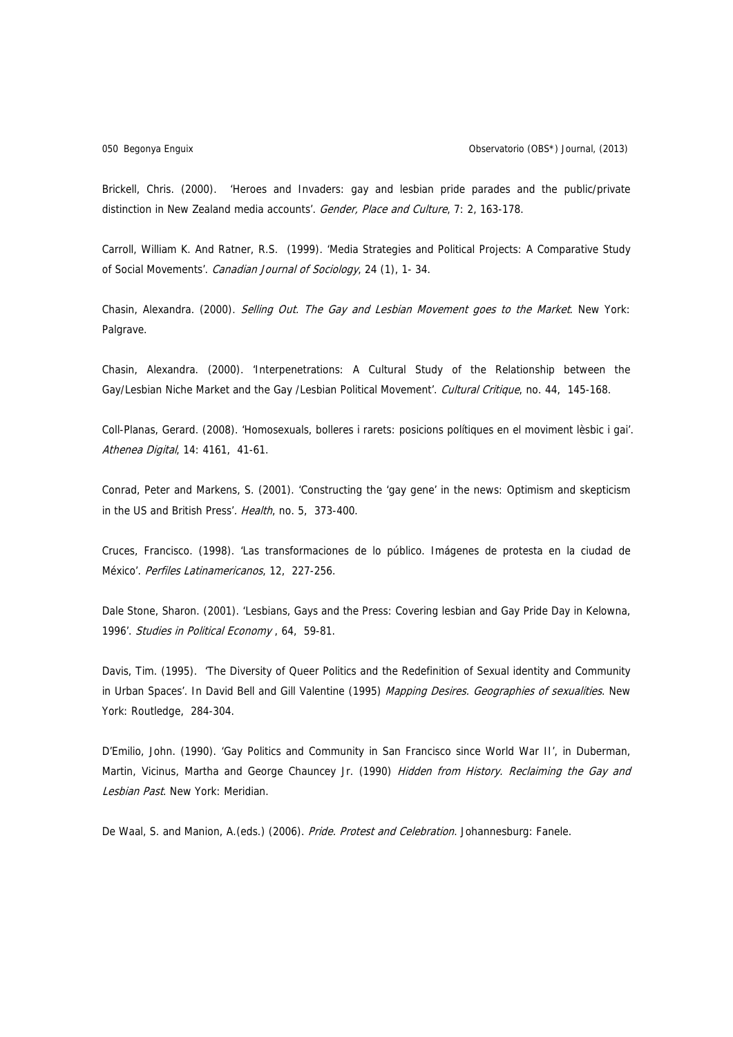Brickell, Chris. (2000). 'Heroes and Invaders: gay and lesbian pride parades and the public/private distinction in New Zealand media accounts'. *Gender, Place and Culture*, 7: 2, 163-178.

Carroll, William K. And Ratner, R.S. (1999). 'Media Strategies and Political Projects: A Comparative Study of Social Movements'. *Canadian Journal of Sociology*, 24 (1), 1- 34.

Chasin, Alexandra. (2000). *Selling Out. The Gay and Lesbian Movement goes to the Market*. New York: Palgrave.

Chasin, Alexandra. (2000). 'Interpenetrations: A Cultural Study of the Relationship between the Gay/Lesbian Niche Market and the Gay /Lesbian Political Movement'. *Cultural Critique*, no. 44, 145-168.

Coll-Planas, Gerard. (2008). 'Homosexuals, bolleres i rarets: posicions polítiques en el moviment lèsbic i gai'. *Athenea Digital*, 14: 4161, 41-61.

Conrad, Peter and Markens, S. (2001). 'Constructing the 'gay gene' in the news: Optimism and skepticism in the US and British Press'. *Health*, no. 5, 373-400.

Cruces, Francisco. (1998). 'Las transformaciones de lo público. Imágenes de protesta en la ciudad de México'. *Perfiles Latinamericanos*, 12, 227-256.

Dale Stone, Sharon. (2001). 'Lesbians, Gays and the Press: Covering lesbian and Gay Pride Day in Kelowna, 1996'. *Studies in Political Economy* , 64, 59-81.

Davis, Tim. (1995). 'The Diversity of Queer Politics and the Redefinition of Sexual identity and Community in Urban Spaces'. In David Bell and Gill Valentine (1995) *Mapping Desires. Geographies of sexualities*. New York: Routledge, 284-304.

D'Emilio, John. (1990). 'Gay Politics and Community in San Francisco since World War II', in Duberman, Martin, Vicinus, Martha and George Chauncey Jr. (1990) *Hidden from History. Reclaiming the Gay and Lesbian Past*. New York: Meridian.

De Waal, S. and Manion, A.(eds.) (2006). *Pride. Protest and Celebration*. Johannesburg: Fanele.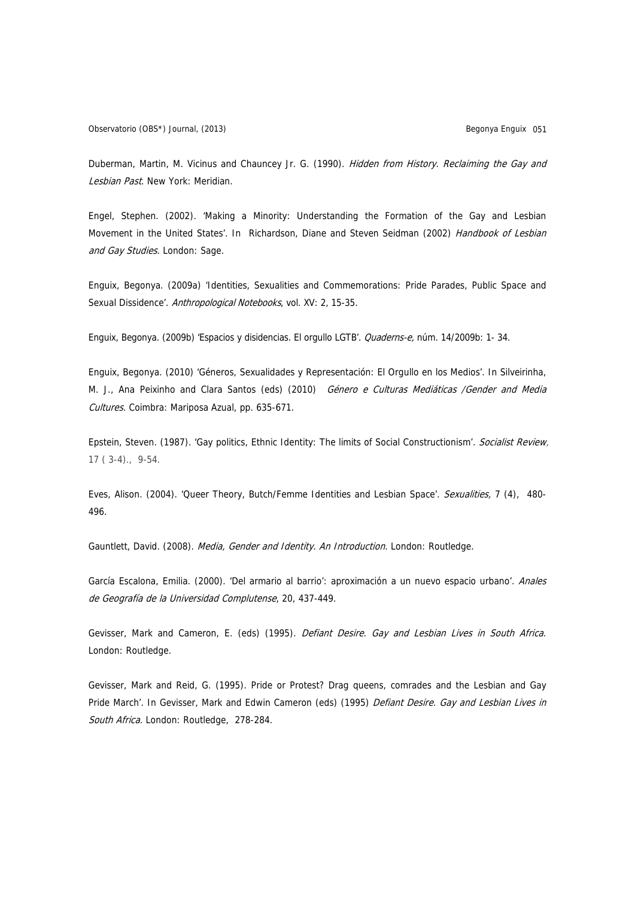Duberman, Martin, M. Vicinus and Chauncey Jr. G. (1990). *Hidden from History. Reclaiming the Gay and Lesbian Past*. New York: Meridian.

Engel, Stephen. (2002). 'Making a Minority: Understanding the Formation of the Gay and Lesbian Movement in the United States'. In Richardson, Diane and Steven Seidman (2002) *Handbook of Lesbian and Gay Studies*. London: Sage.

Enguix, Begonya. (2009a) 'Identities, Sexualities and Commemorations: Pride Parades, Public Space and Sexual Dissidence'. *Anthropological Notebooks*, vol. XV: 2, 15-35.

Enguix, Begonya. (2009b) 'Espacios y disidencias. El orgullo LGTB'. *Quaderns-e,* núm. 14/2009b: 1- 34.

Enguix, Begonya. (2010) 'Géneros, Sexualidades y Representación: El Orgullo en los Medios'. In Silveirinha, M. J., Ana Peixinho and Clara Santos (eds) (2010) *Género e Culturas Mediáticas /Gender and Media Cultures*. Coimbra: Mariposa Azual, pp. 635-671.

Epstein, Steven. (1987). 'Gay politics, Ethnic Identity: The limits of Social Constructionism'. *Socialist Review,* 17 ( 3-4)., 9-54.

Eves, Alison. (2004). 'Queer Theory, Butch/Femme Identities and Lesbian Space'. *Sexualities,* 7 (4), 480-496.

Gauntlett, David. (2008). *Media, Gender and Identity. An Introduction*. London: Routledge.

García Escalona, Emilia. (2000). 'Del armario al barrio': aproximación a un nuevo espacio urbano'. *Anales de Geografía de la Universidad Complutense*, 20, 437-449.

Gevisser, Mark and Cameron, E. (eds) (1995). *Defiant Desire. Gay and Lesbian Lives in South Africa*. London: Routledge.

Gevisser, Mark and Reid, G. (1995). Pride or Protest? Drag queens, comrades and the Lesbian and Gay Pride March'. In Gevisser, Mark and Edwin Cameron (eds) (1995) *Defiant Desire. Gay and Lesbian Lives in South Africa*. London: Routledge, 278-284.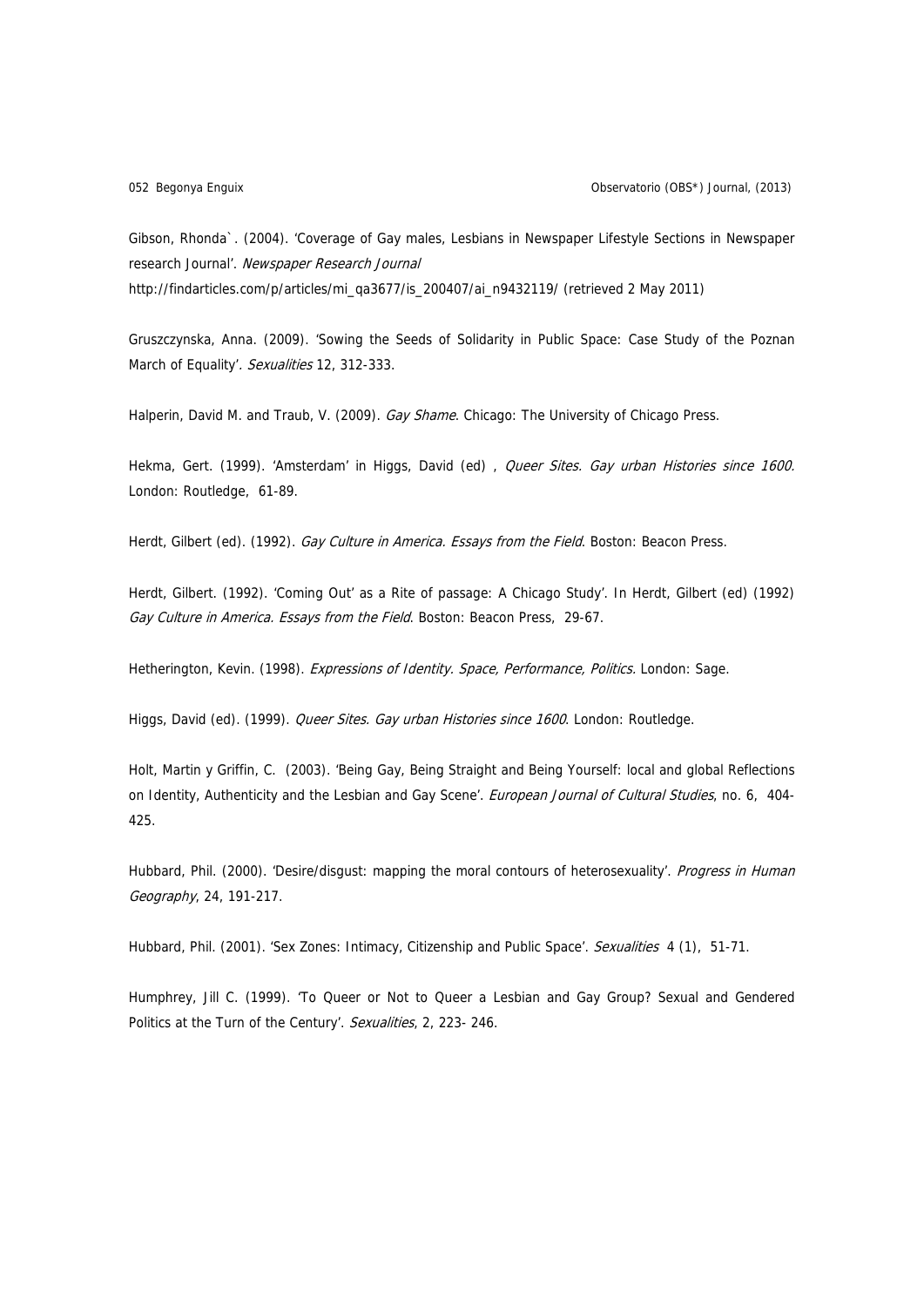Gibson, Rhonda`. (2004). 'Coverage of Gay males, Lesbians in Newspaper Lifestyle Sections in Newspaper research Journal'. *Newspaper Research Journal* http://findarticles.com/p/articles/mi_qa3677/is_200407/ai_n9432119/ (retrieved 2 May 2011)

Gruszczynska, Anna. (2009). 'Sowing the Seeds of Solidarity in Public Space: Case Study of the Poznan March of Equality'. *Sexualities* 12, 312-333.

Halperin, David M. and Traub, V. (2009). *Gay Shame*. Chicago: The University of Chicago Press.

Hekma, Gert. (1999). 'Amsterdam' in Higgs, David (ed) , *Queer Sites. Gay urban Histories since 1600.* London: Routledge, 61-89.

Herdt, Gilbert (ed). (1992). *Gay Culture in America. Essays from the Field*. Boston: Beacon Press.

Herdt, Gilbert. (1992). 'Coming Out' as a Rite of passage: A Chicago Study'. In Herdt, Gilbert (ed) (1992) *Gay Culture in America. Essays from the Field*. Boston: Beacon Press, 29-67.

Hetherington, Kevin. (1998). *Expressions of Identity. Space, Performance, Politics.* London: Sage.

Higgs, David (ed). (1999). *Queer Sites. Gay urban Histories since 1600*. London: Routledge.

Holt, Martin y Griffin, C. (2003). 'Being Gay, Being Straight and Being Yourself: local and global Reflections on Identity, Authenticity and the Lesbian and Gay Scene'. *European Journal of Cultural Studies*, no. 6, 404-425.

Hubbard, Phil. (2000). 'Desire/disgust: mapping the moral contours of heterosexuality'. *Progress in Human Geography*, 24, 191-217.

Hubbard, Phil. (2001). 'Sex Zones: Intimacy, Citizenship and Public Space'. *Sexualities* 4 (1), 51-71.

Humphrey, Jill C. (1999). 'To Queer or Not to Queer a Lesbian and Gay Group? Sexual and Gendered Politics at the Turn of the Century'. *Sexualities*, 2, 223- 246.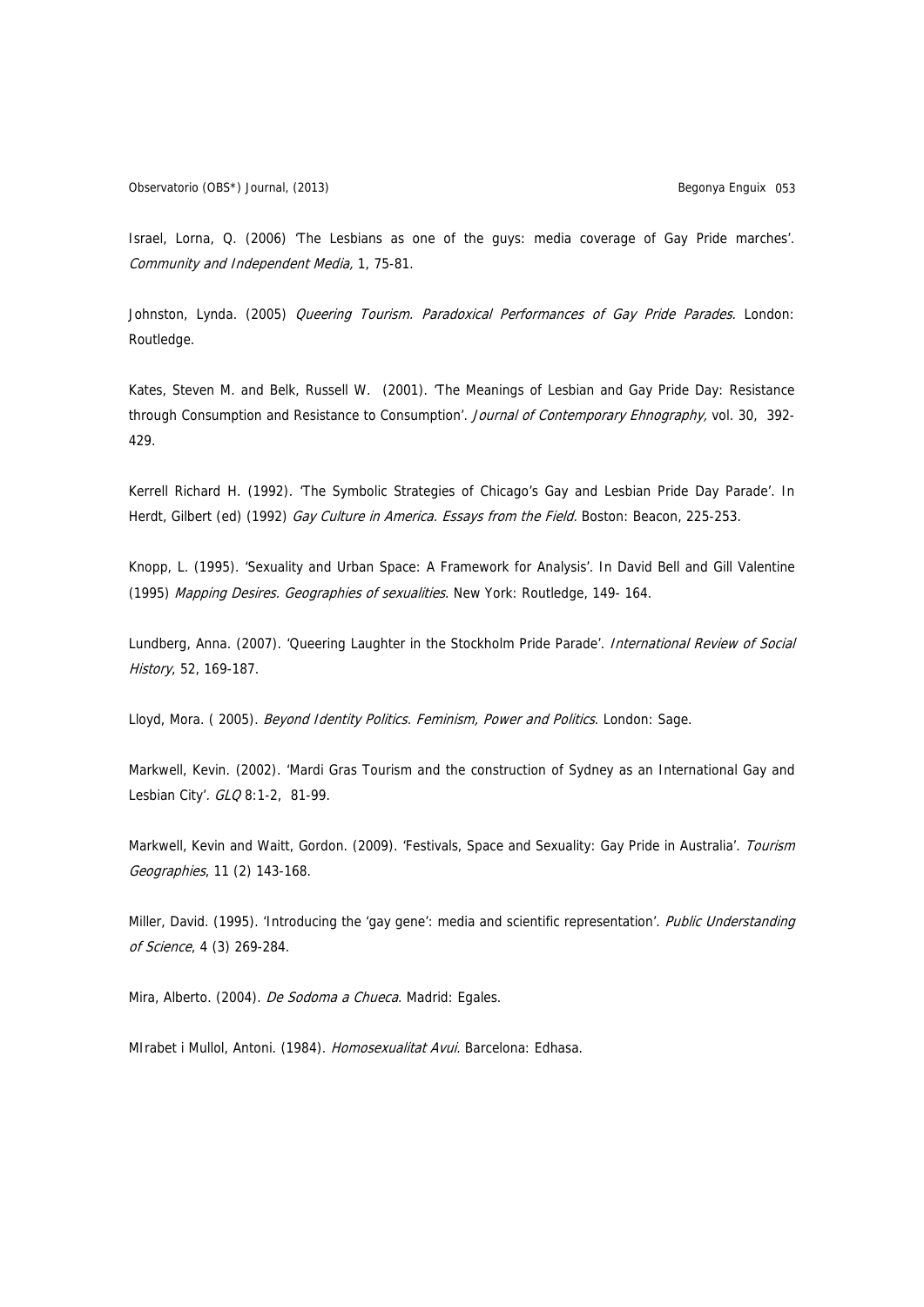Israel, Lorna, Q. (2006) 'The Lesbians as one of the guys: media coverage of Gay Pride marches'. *Community and Independent Media,* 1, 75-81.

Johnston, Lynda. (2005) *Queering Tourism. Paradoxical Performances of Gay Pride Parades.* London: Routledge.

Kates, Steven M. and Belk, Russell W. (2001). 'The Meanings of Lesbian and Gay Pride Day: Resistance through Consumption and Resistance to Consumption'. *Journal of Contemporary Ehnography,* vol. 30, 392-429.

Kerrell Richard H. (1992). 'The Symbolic Strategies of Chicago's Gay and Lesbian Pride Day Parade'. In Herdt, Gilbert (ed) (1992) *Gay Culture in America. Essays from the Field.* Boston: Beacon, 225-253.

Knopp, L. (1995). 'Sexuality and Urban Space: A Framework for Analysis'. In David Bell and Gill Valentine (1995) *Mapping Desires. Geographies of sexualities*. New York: Routledge, 149- 164.

Lundberg, Anna. (2007). 'Queering Laughter in the Stockholm Pride Parade'. *International Review of Social History*, 52, 169-187.

Lloyd, Mora. ( 2005). *Beyond Identity Politics. Feminism, Power and Politics*. London: Sage.

Markwell, Kevin. (2002). 'Mardi Gras Tourism and the construction of Sydney as an International Gay and Lesbian City'. *GLQ* 8:1-2, 81-99.

Markwell, Kevin and Waitt, Gordon. (2009). 'Festivals, Space and Sexuality: Gay Pride in Australia'. *Tourism Geographies*, 11 (2) 143-168.

Miller, David. (1995). 'Introducing the 'gay gene': media and scientific representation'. *Public Understanding of Science*, 4 (3) 269-284.

Mira, Alberto. (2004). *De Sodoma a Chueca*. Madrid: Egales.

MIrabet i Mullol, Antoni. (1984). *Homosexualitat Avui.* Barcelona: Edhasa.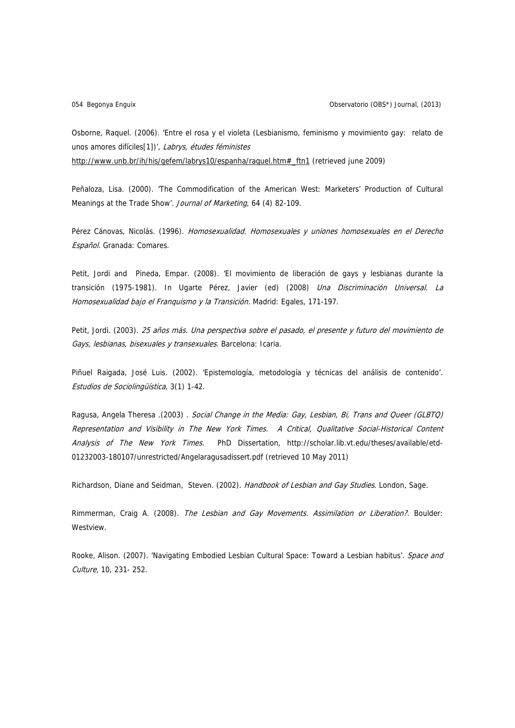Osborne, Raquel. (2006). 'Entre el rosa y el violeta (Lesbianismo, feminismo y movimiento gay: relato de unos amores difíciles[1])', *Labrys, études féministes* http://www.unb.br/ih/his/gefem/labrys10/espanha/raquel.htm#_ftn1 (retrieved june 2009)

Peñaloza, Lisa. (2000). 'The Commodification of the American West: Marketers' Production of Cultural Meanings at the Trade Show'. *Journal of Marketing*, 64 (4) 82-109.

Pérez Cánovas, Nicolás. (1996). *Homosexualidad. Homosexuales y uniones homosexuales en el Derecho Español*. Granada: Comares.

Petit, Jordi and Pineda, Empar. (2008). 'El movimiento de liberación de gays y lesbianas durante la transición (1975-1981). In Ugarte Pérez, Javier (ed) (2008) *Una Discriminación Universal. La Homosexualidad bajo el Franquismo y la Transición.* Madrid: Egales, 171-197.

Petit, Jordi. (2003). *25 años más. Una perspectiva sobre el pasado, el presente y futuro del movimiento de Gays, lesbianas, bisexuales y transexuales*. Barcelona: Icaria.

Piñuel Raigada, José Luis. (2002). 'Epistemología, metodología y técnicas del análisis de contenido'. *Estudios de Sociolingüística*, 3(1) 1-42.

Ragusa, Angela Theresa .(2003) . *Social Change in the Media: Gay, Lesbian, Bi, Trans and Queer (GLBTQ) Representation and Visibility in The New York Times. A Critical, Qualitative Social-Historical Content Analysis of The New York Times.* PhD Dissertation, http://scholar.lib.vt.edu/theses/available/etd-01232003-180107/unrestricted/Angelaragusadissert.pdf (retrieved 10 May 2011)

Richardson, Diane and Seidman, Steven. (2002). *Handbook of Lesbian and Gay Studies*. London, Sage.

Rimmerman, Craig A. (2008). *The Lesbian and Gay Movements. Assimilation or Liberation?*. Boulder: Westview.

Rooke, Alison. (2007). 'Navigating Embodied Lesbian Cultural Space: Toward a Lesbian habitus'. *Space and Culture*, 10, 231- 252.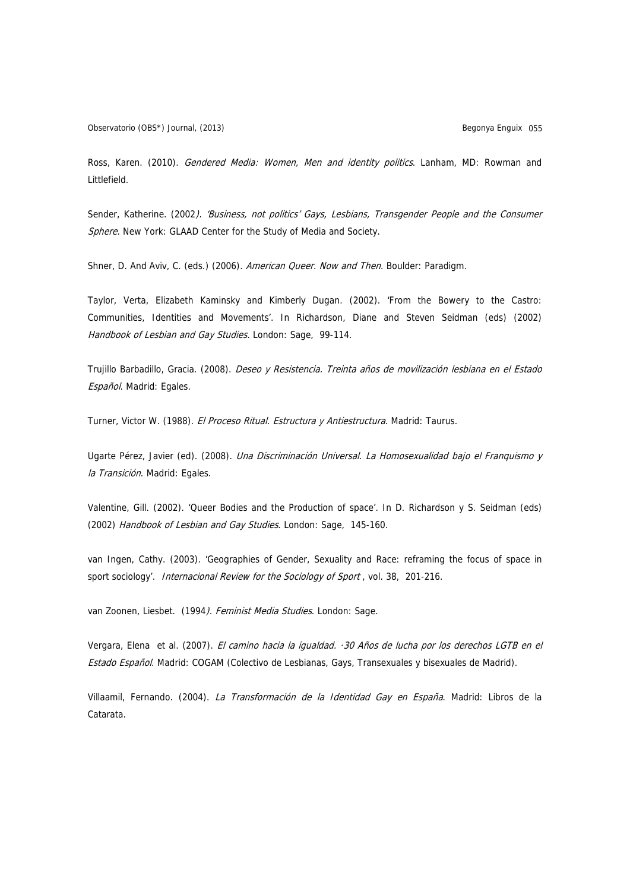Ross, Karen. (2010). *Gendered Media: Women, Men and identity politics*. Lanham, MD: Rowman and Littlefield.

Sender, Katherine. (2002*). 'Business, not politics' Gays, Lesbians, Transgender People and the Consumer Sphere*. New York: GLAAD Center for the Study of Media and Society.

Shner, D. And Aviv, C. (eds.) (2006). *American Queer. Now and Then*. Boulder: Paradigm.

Taylor, Verta, Elizabeth Kaminsky and Kimberly Dugan. (2002). 'From the Bowery to the Castro: Communities, Identities and Movements'. In Richardson, Diane and Steven Seidman (eds) (2002) *Handbook of Lesbian and Gay Studies.* London: Sage, 99-114.

Trujillo Barbadillo, Gracia. (2008). *Deseo y Resistencia. Treinta años de movilización lesbiana en el Estado Español*. Madrid: Egales.

Turner, Victor W. (1988). *El Proceso Ritual. Estructura y Antiestructura*. Madrid: Taurus.

Ugarte Pérez, Javier (ed). (2008). *Una Discriminación Universal. La Homosexualidad bajo el Franquismo y la Transición*. Madrid: Egales.

Valentine, Gill. (2002). 'Queer Bodies and the Production of space'. In D. Richardson y S. Seidman (eds) (2002) *Handbook of Lesbian and Gay Studies*. London: Sage, 145-160.

van Ingen, Cathy. (2003). 'Geographies of Gender, Sexuality and Race: reframing the focus of space in sport sociology'. *Internacional Review for the Sociology of Sport* , vol. 38, 201-216.

van Zoonen, Liesbet. (1994*). Feminist Media Studies*. London: Sage.

Vergara, Elena et al. (2007). *El camino hacia la igualdad. ·30 Años de lucha por los derechos LGTB en el Estado Español*. Madrid: COGAM (Colectivo de Lesbianas, Gays, Transexuales y bisexuales de Madrid).

Villaamil, Fernando. (2004). *La Transformación de la Identidad Gay en España*. Madrid: Libros de la Catarata.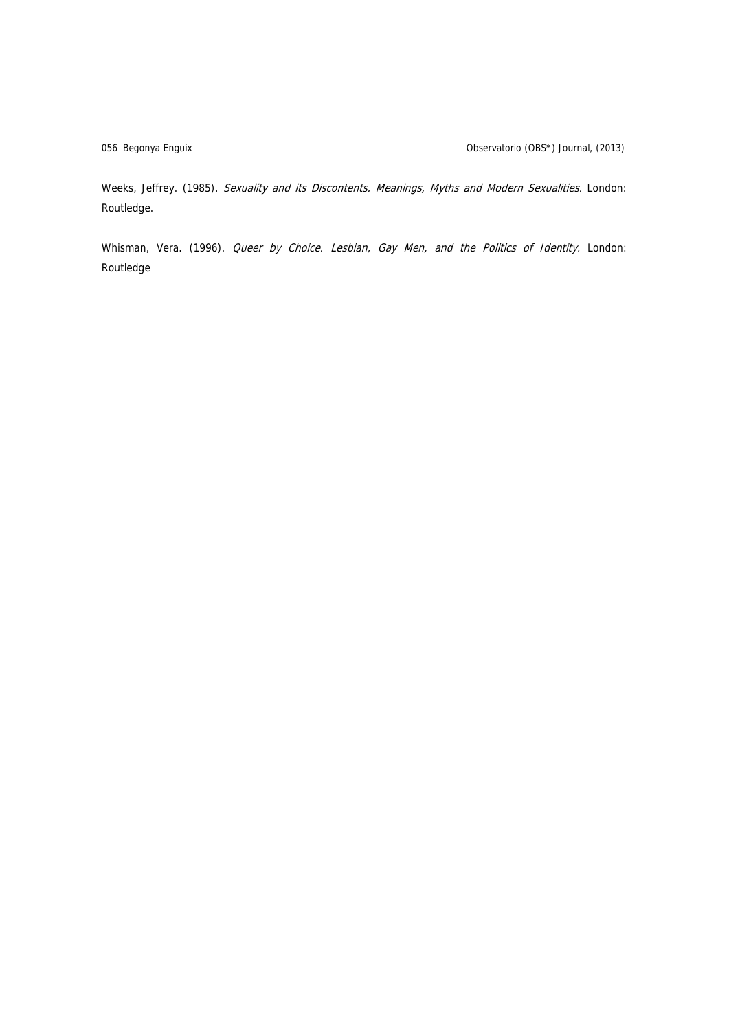Weeks, Jeffrey. (1985). *Sexuality and its Discontents. Meanings, Myths and Modern Sexualities.* London: Routledge.

Whisman, Vera. (1996). *Queer by Choice. Lesbian, Gay Men, and the Politics of Identity.* London: Routledge